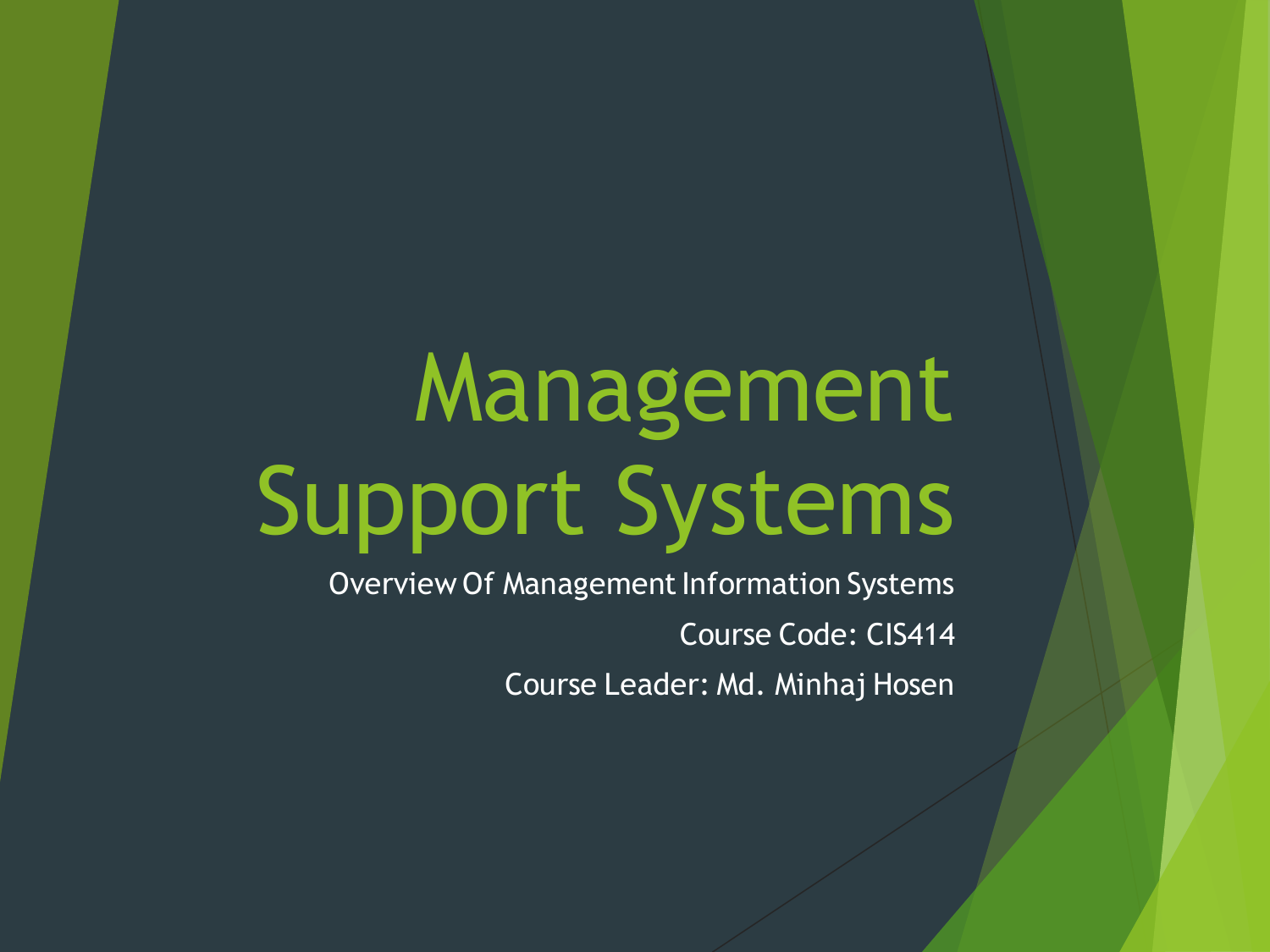# Management Support Systems

Overview Of Management Information Systems

Course Code: CIS414

Course Leader: Md. Minhaj Hosen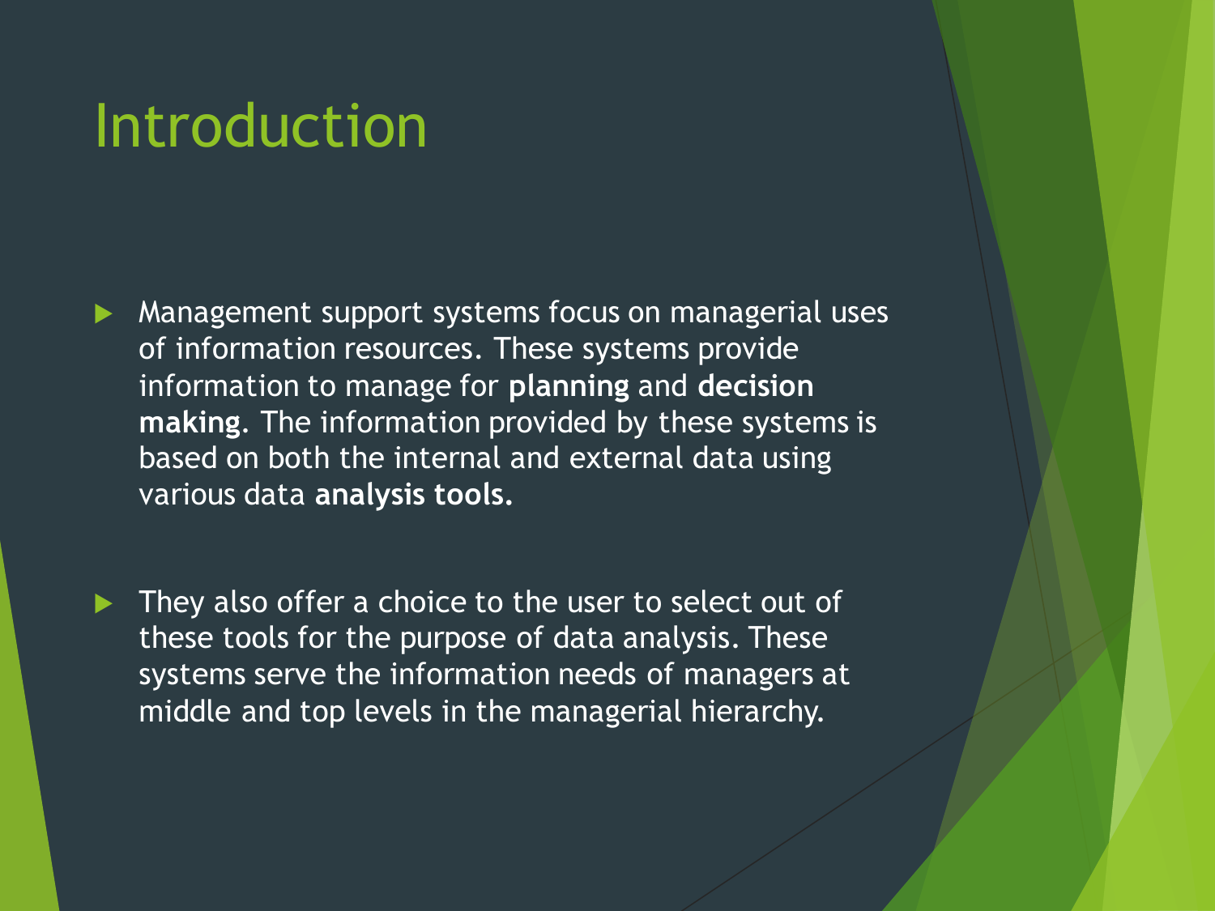# Introduction

- Management support systems focus on managerial uses of information resources. These systems provide information to manage for **planning** and **decision making**. The information provided by these systems is based on both the internal and external data using various data **analysis tools.**

- They also offer a choice to the user to select out of these tools for the purpose of data analysis. These systems serve the information needs of managers at middle and top levels in the managerial hierarchy.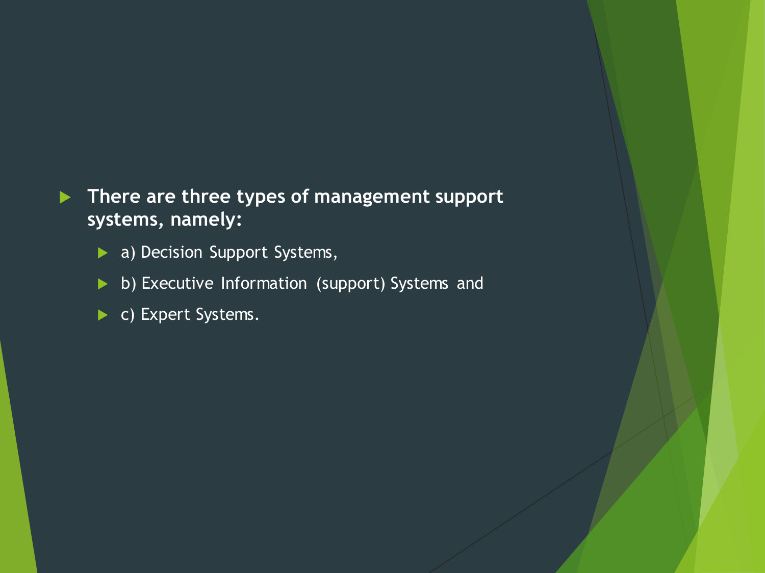- **There are three types of management support systems, namely:**
  - a) Decision Support Systems,
  - b) Executive Information (support) Systems and
  - c) Expert Systems.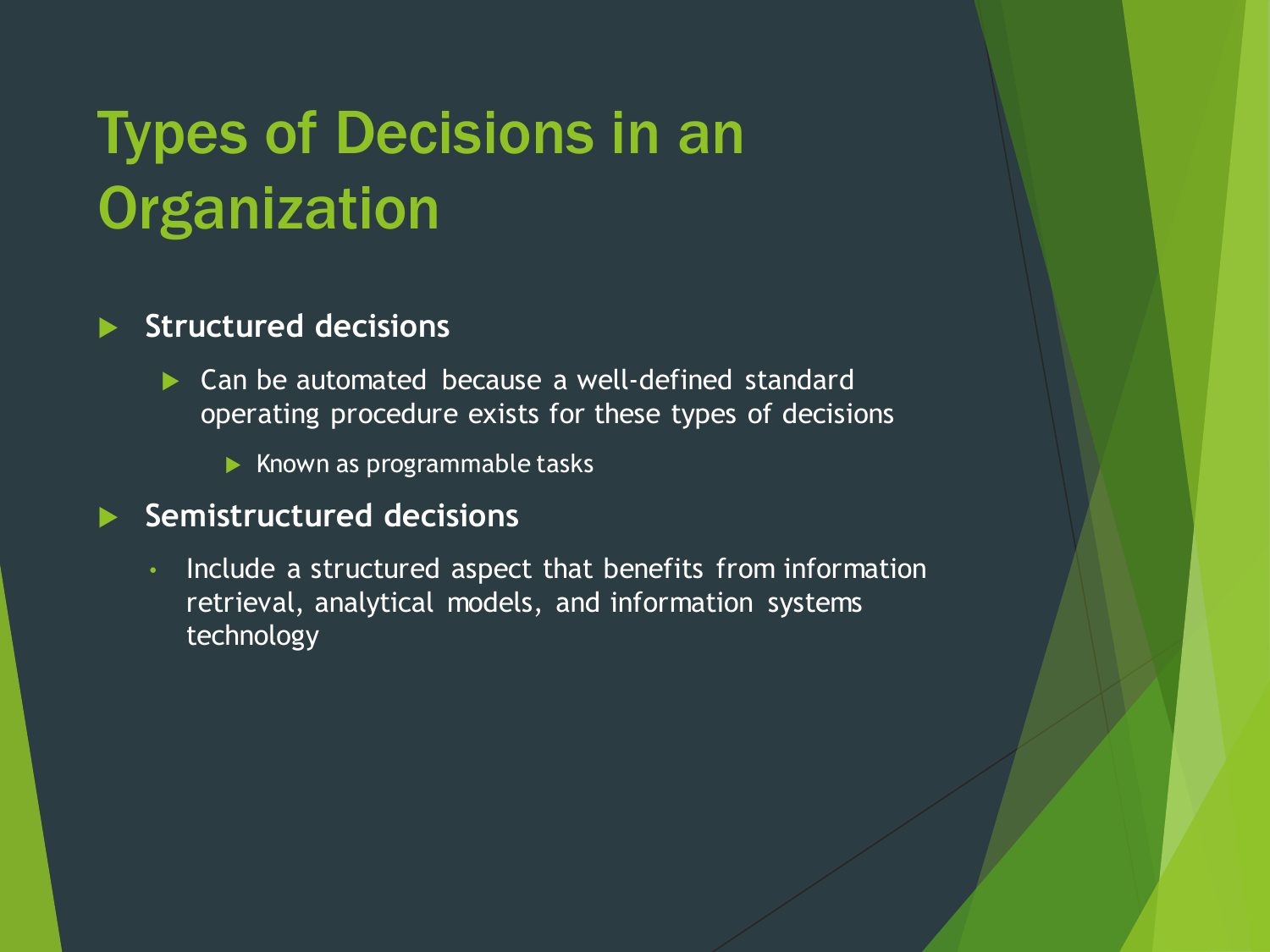# Types of Decisions in an Organization

- **Structured decisions**
  - Can be automated because a well-defined standard operating procedure exists for these types of decisions
    - Known as programmable tasks
- **Semistructured decisions**
  - Include a structured aspect that benefits from information retrieval, analytical models, and information systems technology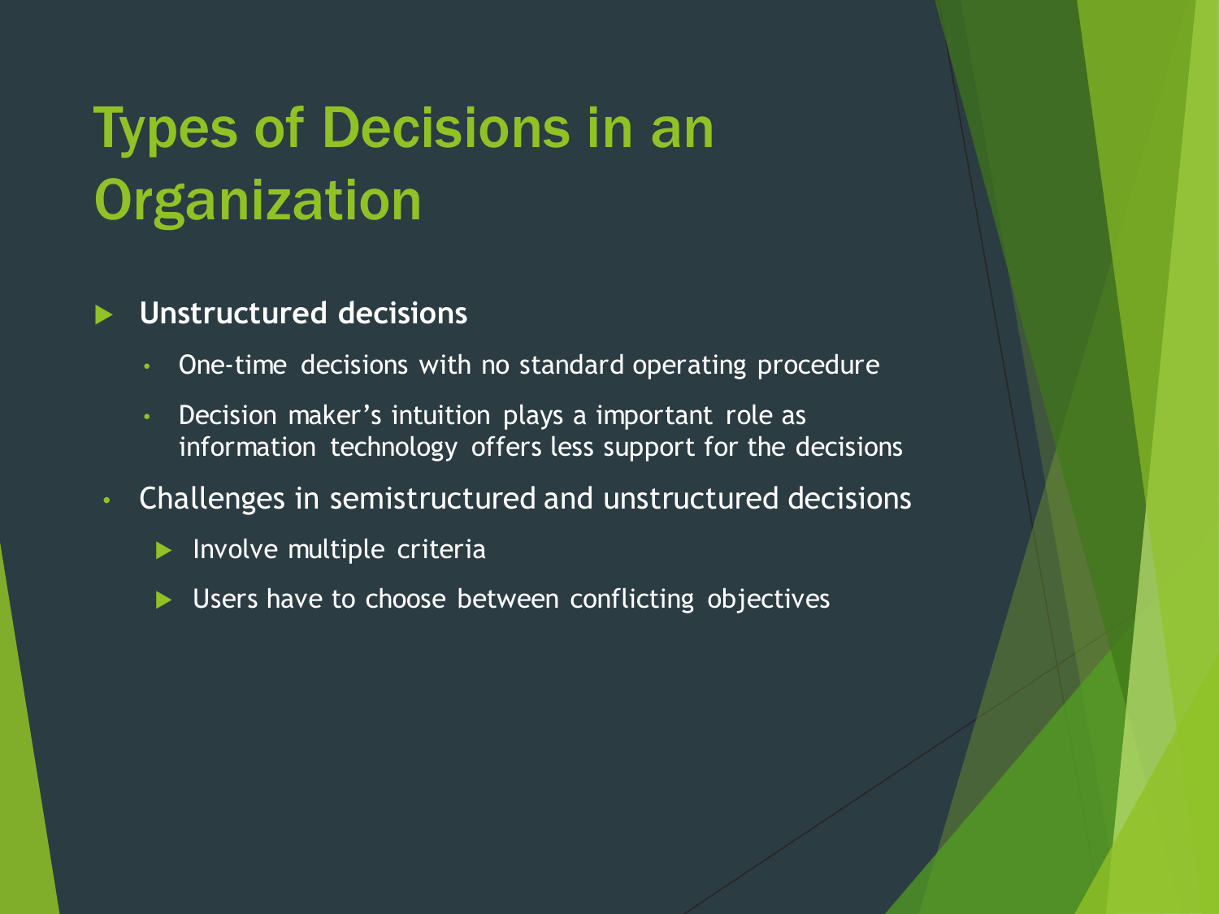# Types of Decisions in an Organization

- **Unstructured decisions**
  - One-time decisions with no standard operating procedure
  - Decision maker's intuition plays a important role as information technology offers less support for the decisions
- Challenges in semistructured and unstructured decisions
  - Involve multiple criteria
  - Users have to choose between conflicting objectives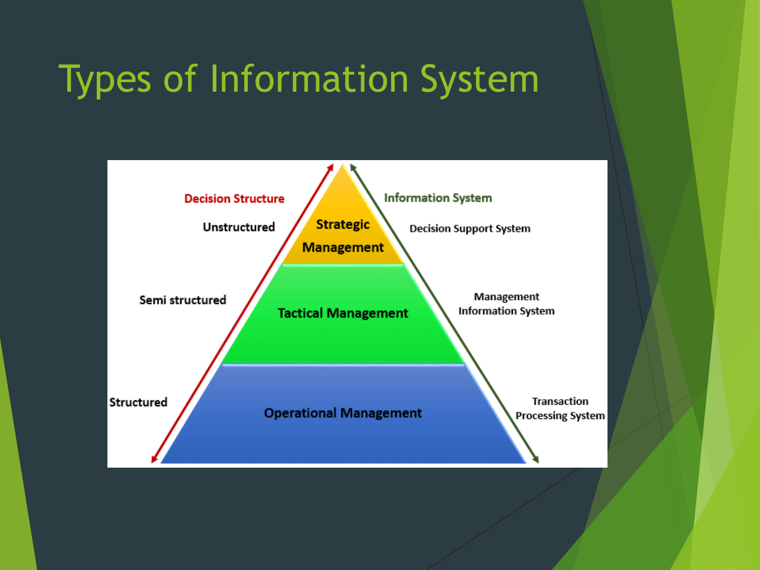# Types of Information System

**Decision Structure**

- Unstructured
- Semi structured
- Structured

**Strategic Management**

**Tactical Management**

**Operational Management**

**Information System**

- Decision Support System
- Management Information System
- Transaction Processing System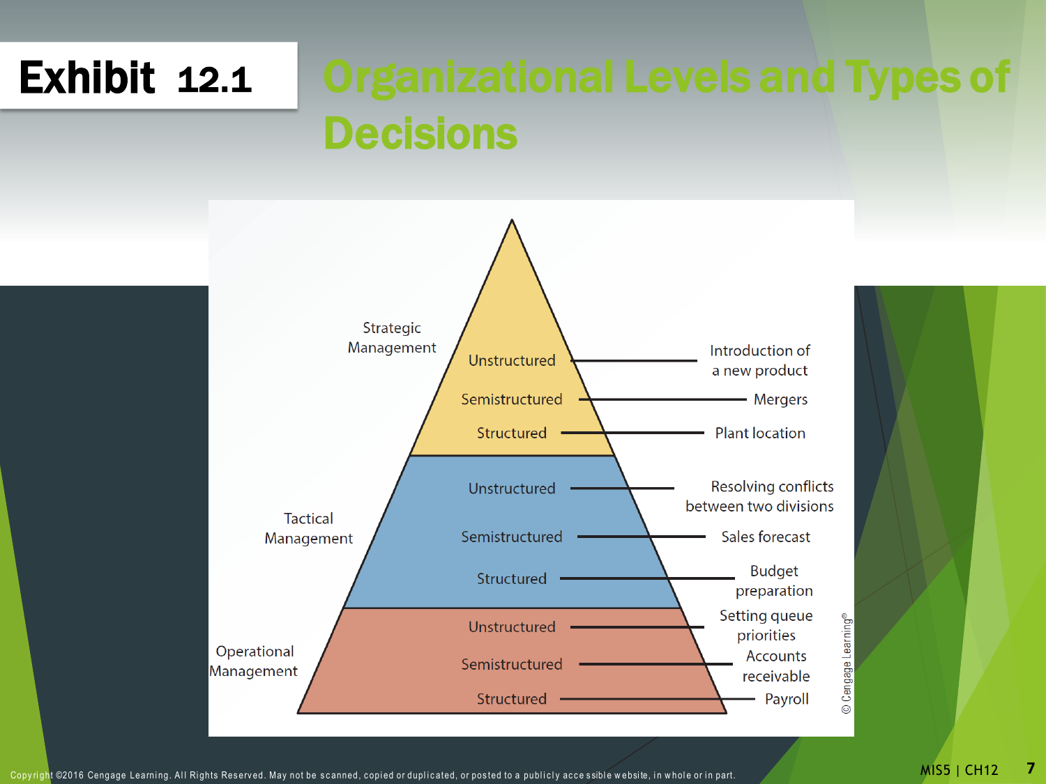# Exhibit 12.1 Organizational Levels and Types of Decisions

| Management Level | Decision Type | Example |
|---|---|---|
| Strategic Management | Unstructured | Introduction of a new product |
| | Semistructured | Mergers |
| | Structured | Plant location |
| Tactical Management | Unstructured | Resolving conflicts between two divisions |
| | Semistructured | Sales forecast |
| | Structured | Budget preparation |
| Operational Management | Unstructured | Setting queue priorities |
| | Semistructured | Accounts receivable |
| | Structured | Payroll |

© Cengage Learning®

Copyright ©2016 Cengage Learning. All Rights Reserved. May not be scanned, copied or duplicated, or posted to a publicly accessible website, in whole or in part.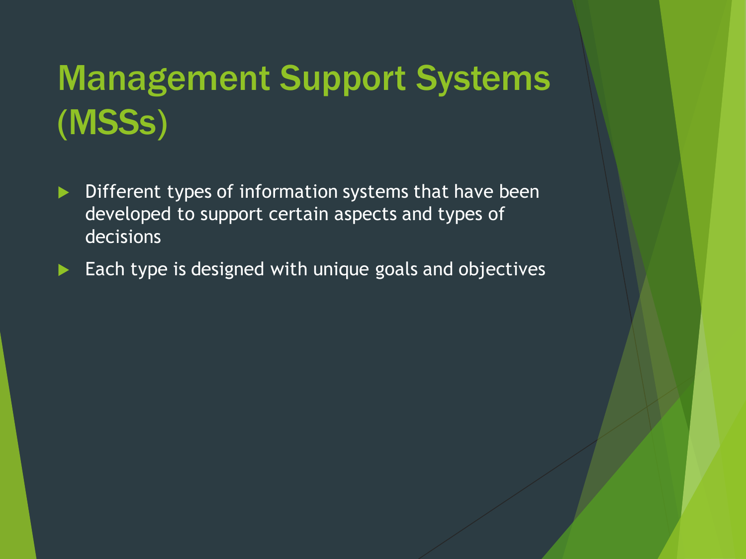# Management Support Systems (MSSs)

- Different types of information systems that have been developed to support certain aspects and types of decisions
- Each type is designed with unique goals and objectives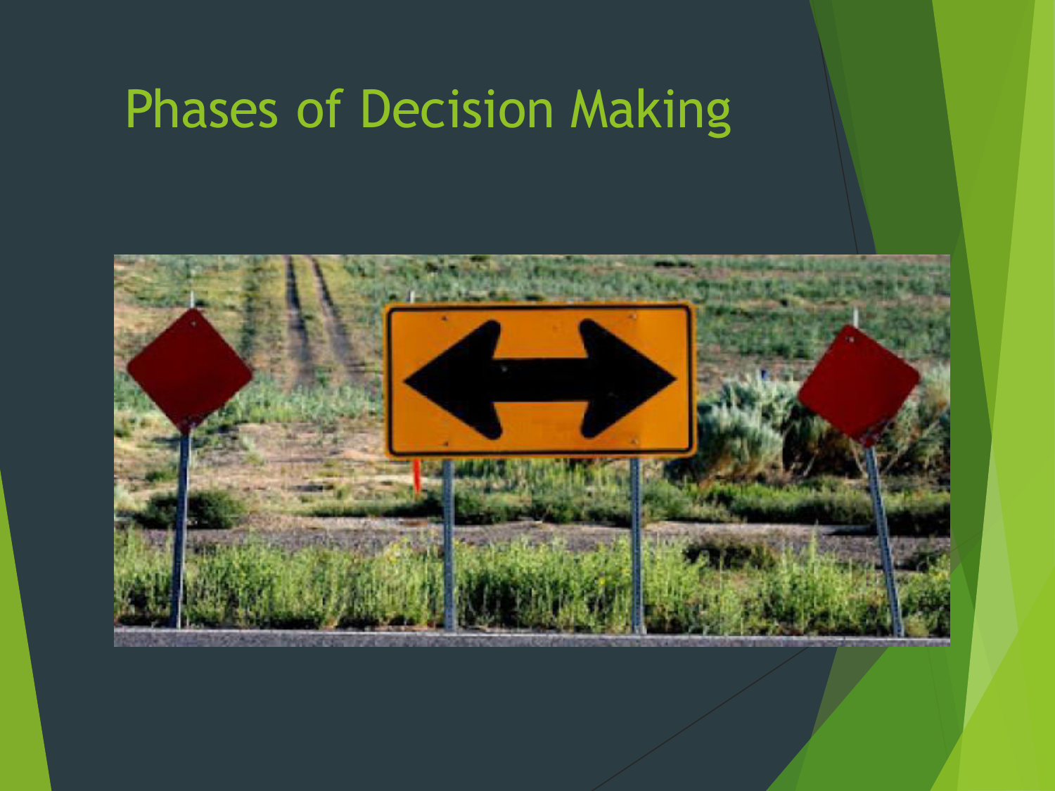# Phases of Decision Making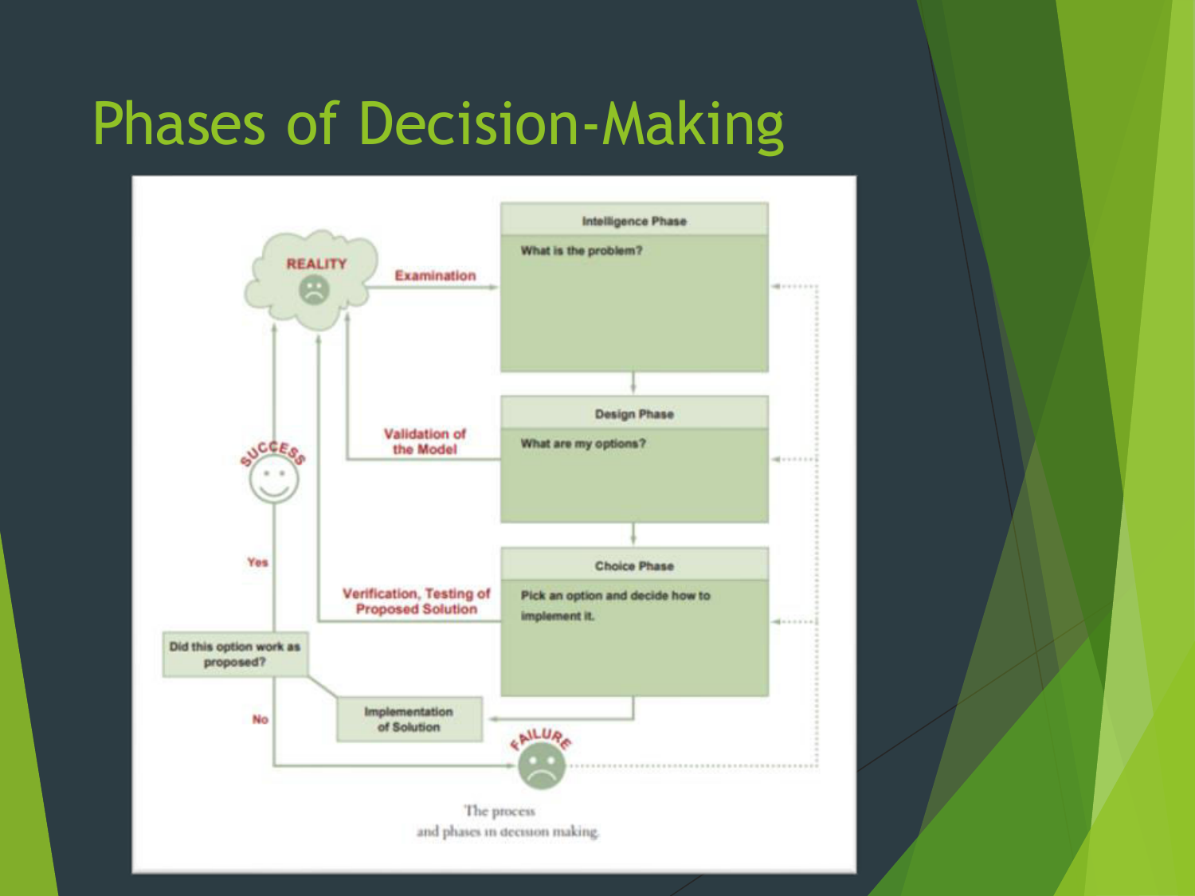# Phases of Decision-Making

REALITY

Examination

**Intelligence Phase**

What is the problem?

**Design Phase**

What are my options?

Validation of the Model

SUCCESS

Yes

**Choice Phase**

Pick an option and decide how to implement it.

Verification, Testing of Proposed Solution

Did this option work as proposed?

No

Implementation of Solution

FAILURE

The process and phases in decision making.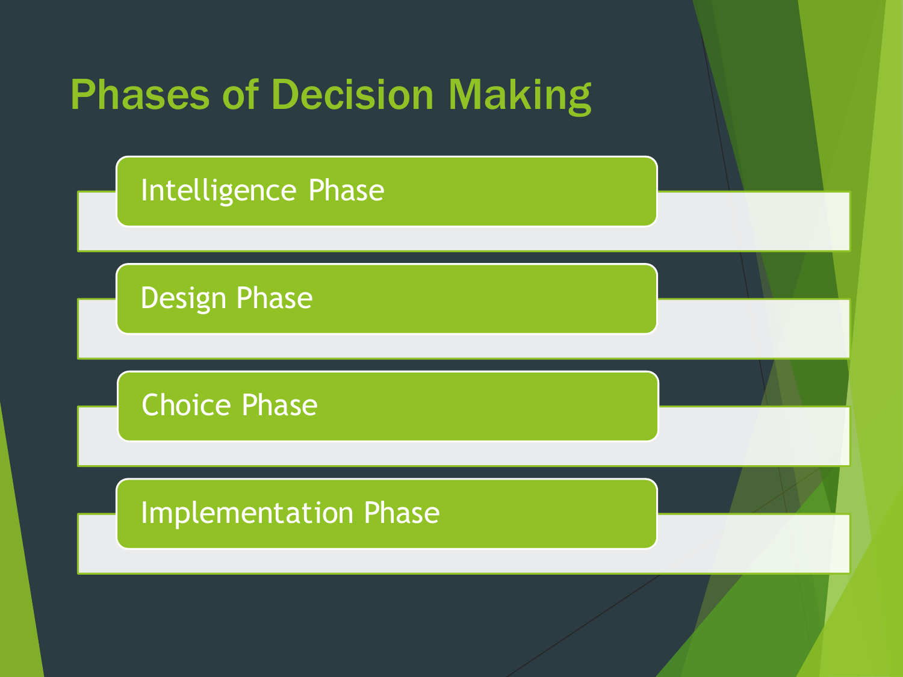# Phases of Decision Making

- Intelligence Phase
- Design Phase
- Choice Phase
- Implementation Phase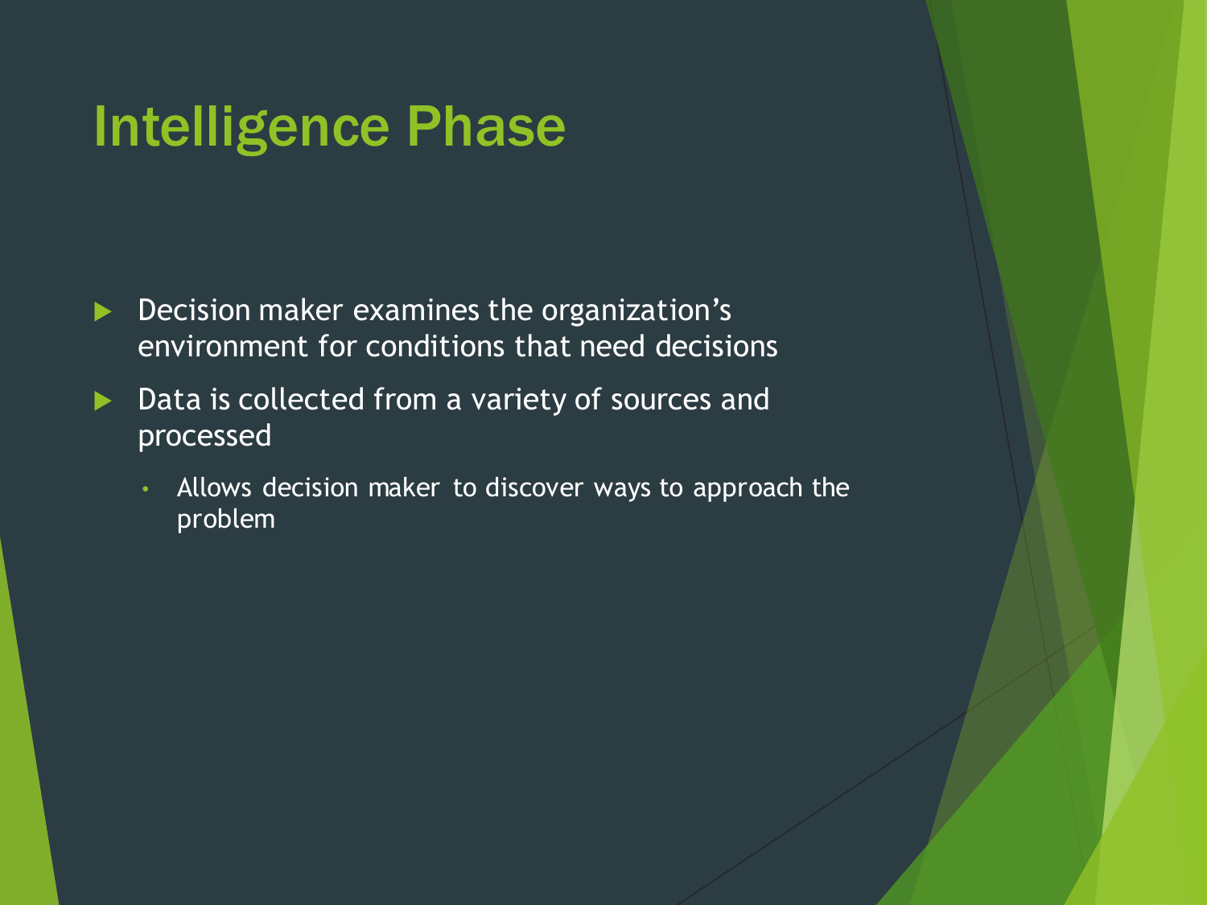# Intelligence Phase

- Decision maker examines the organization's environment for conditions that need decisions
- Data is collected from a variety of sources and processed
  - Allows decision maker to discover ways to approach the problem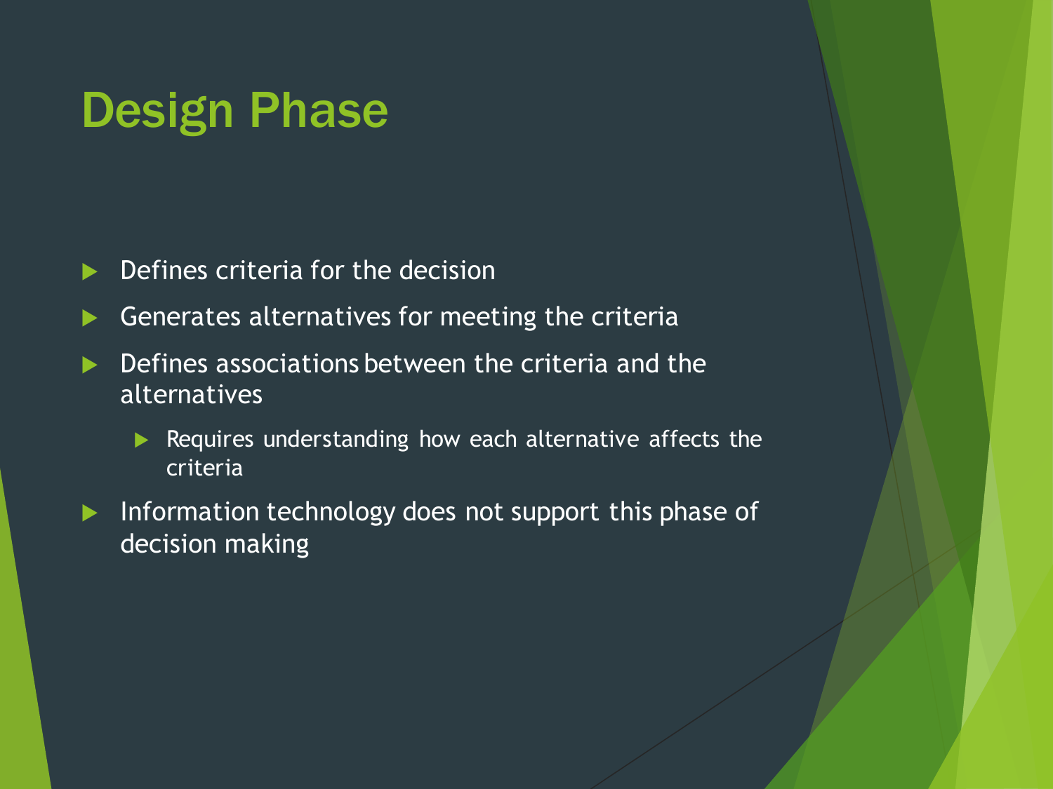# Design Phase

- Defines criteria for the decision
- Generates alternatives for meeting the criteria
- Defines associations between the criteria and the alternatives
  - Requires understanding how each alternative affects the criteria
- Information technology does not support this phase of decision making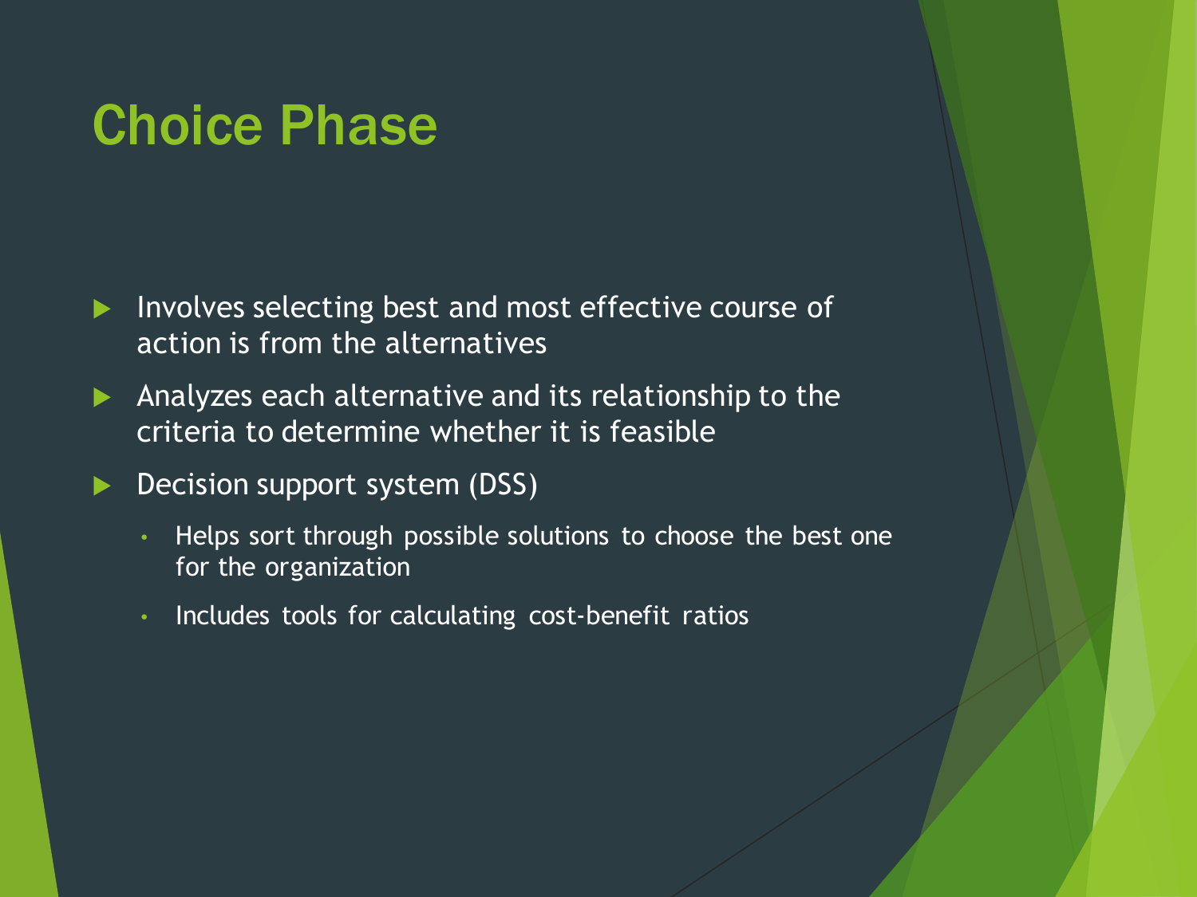# Choice Phase

- Involves selecting best and most effective course of action is from the alternatives
- Analyzes each alternative and its relationship to the criteria to determine whether it is feasible
- Decision support system (DSS)
  - Helps sort through possible solutions to choose the best one for the organization
  - Includes tools for calculating cost-benefit ratios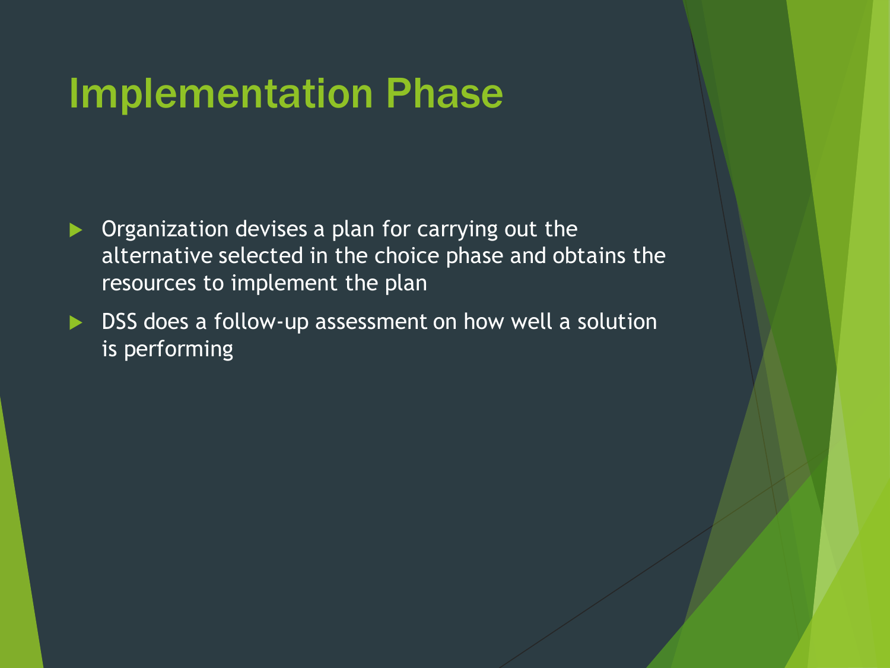# Implementation Phase

- Organization devises a plan for carrying out the alternative selected in the choice phase and obtains the resources to implement the plan
- DSS does a follow-up assessment on how well a solution is performing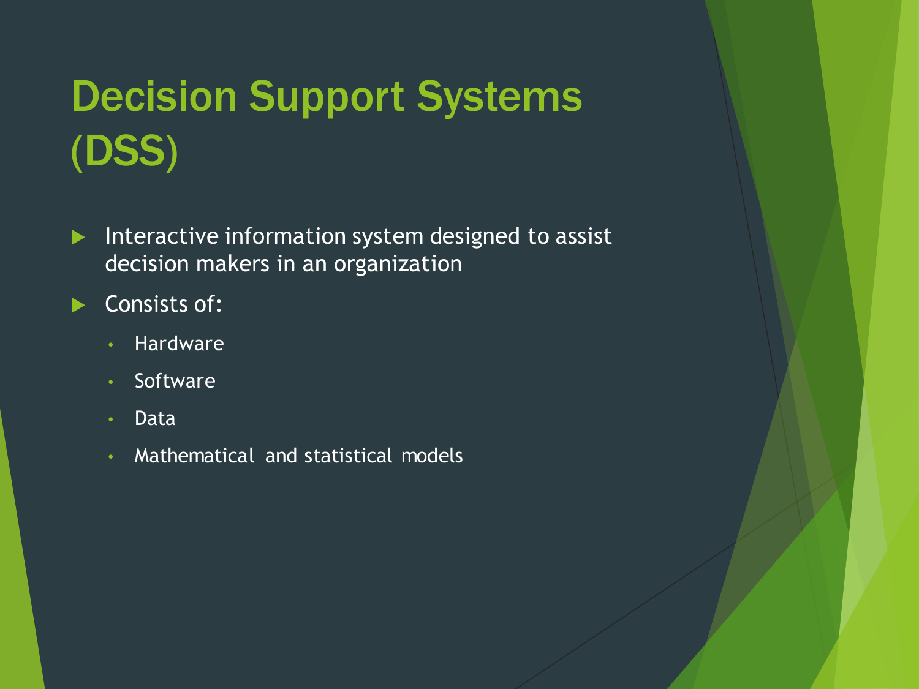# Decision Support Systems (DSS)

- Interactive information system designed to assist decision makers in an organization
- Consists of:
  - Hardware
  - Software
  - Data
  - Mathematical and statistical models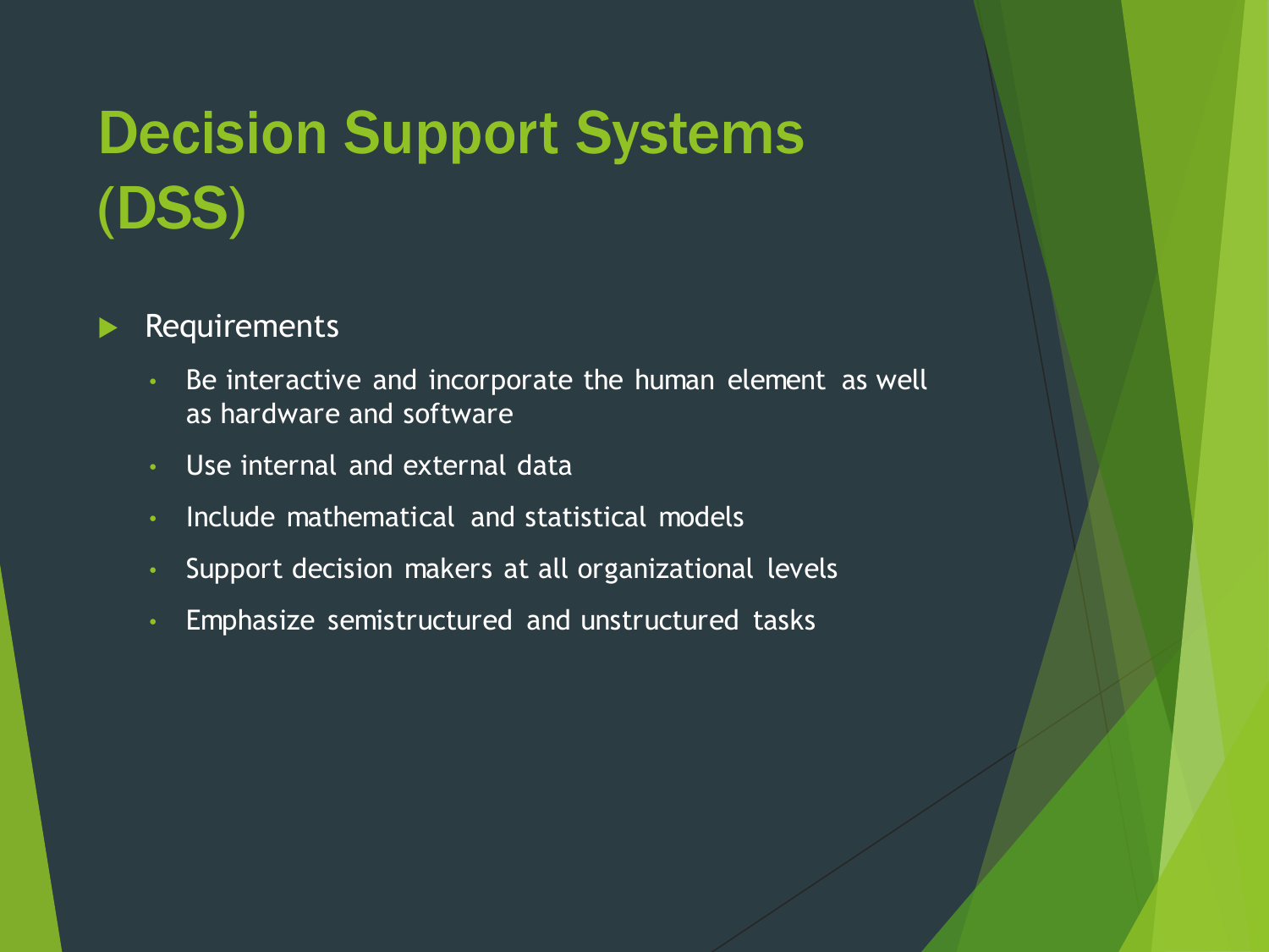# Decision Support Systems (DSS)

- Requirements
  - Be interactive and incorporate the human element as well as hardware and software
  - Use internal and external data
  - Include mathematical and statistical models
  - Support decision makers at all organizational levels
  - Emphasize semistructured and unstructured tasks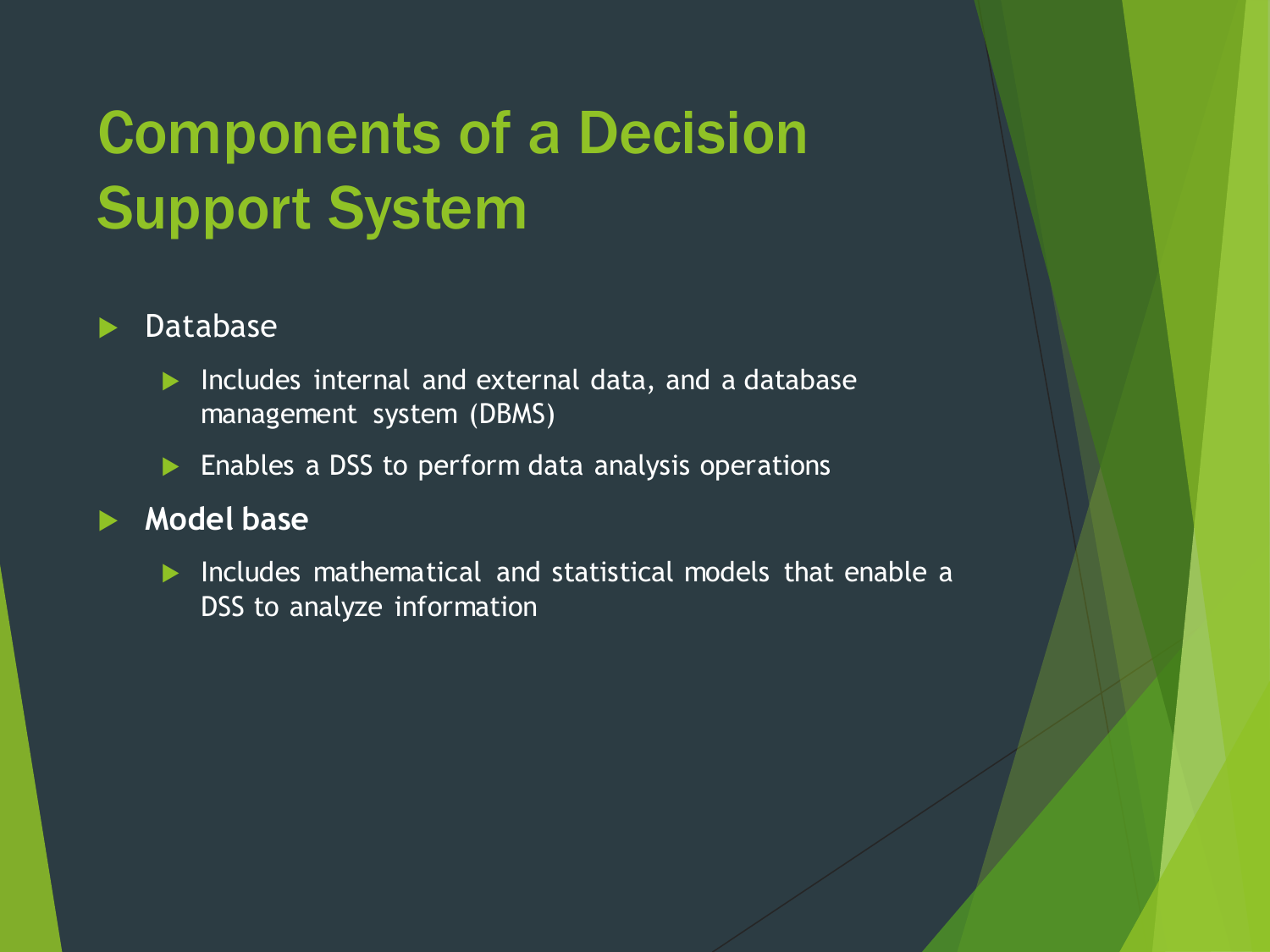# Components of a Decision Support System

- Database
  - Includes internal and external data, and a database management system (DBMS)
  - Enables a DSS to perform data analysis operations
- **Model base**
  - Includes mathematical and statistical models that enable a DSS to analyze information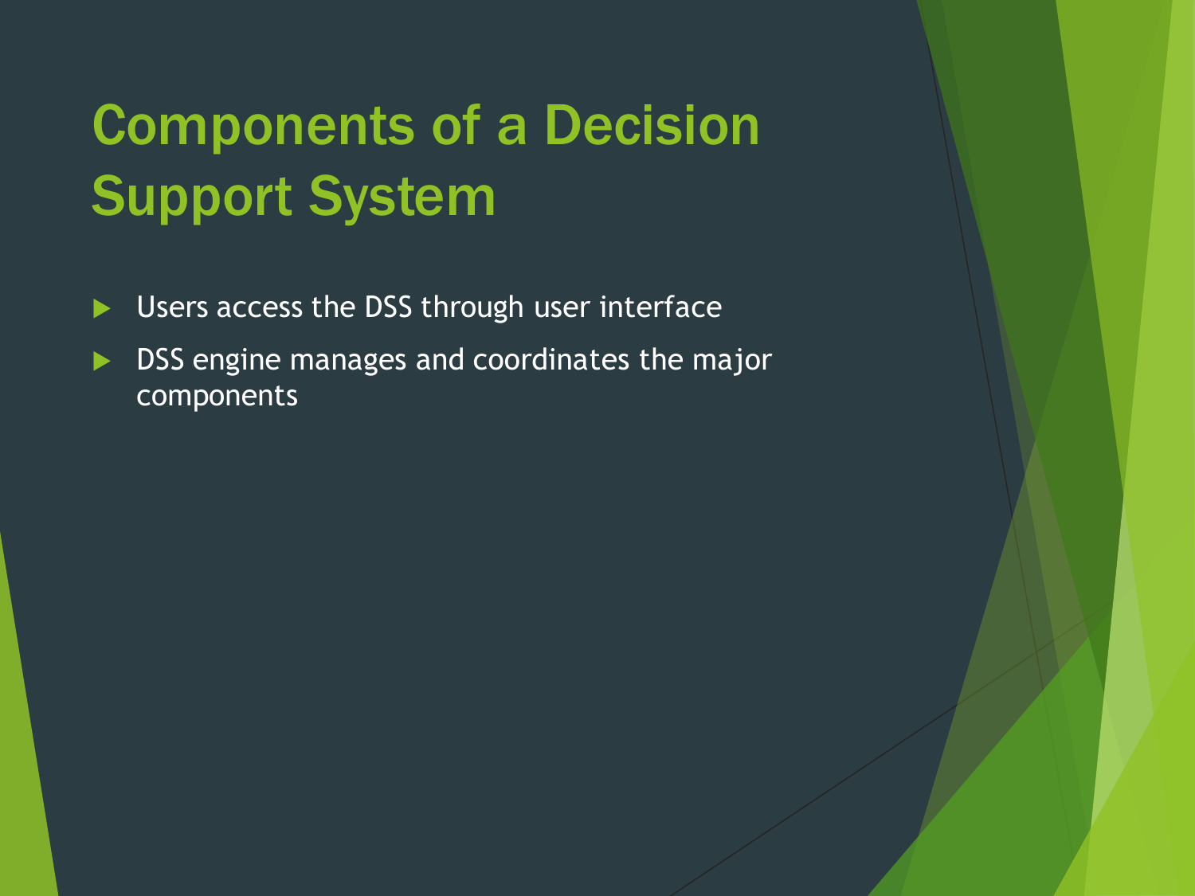# Components of a Decision Support System

- Users access the DSS through user interface
- DSS engine manages and coordinates the major components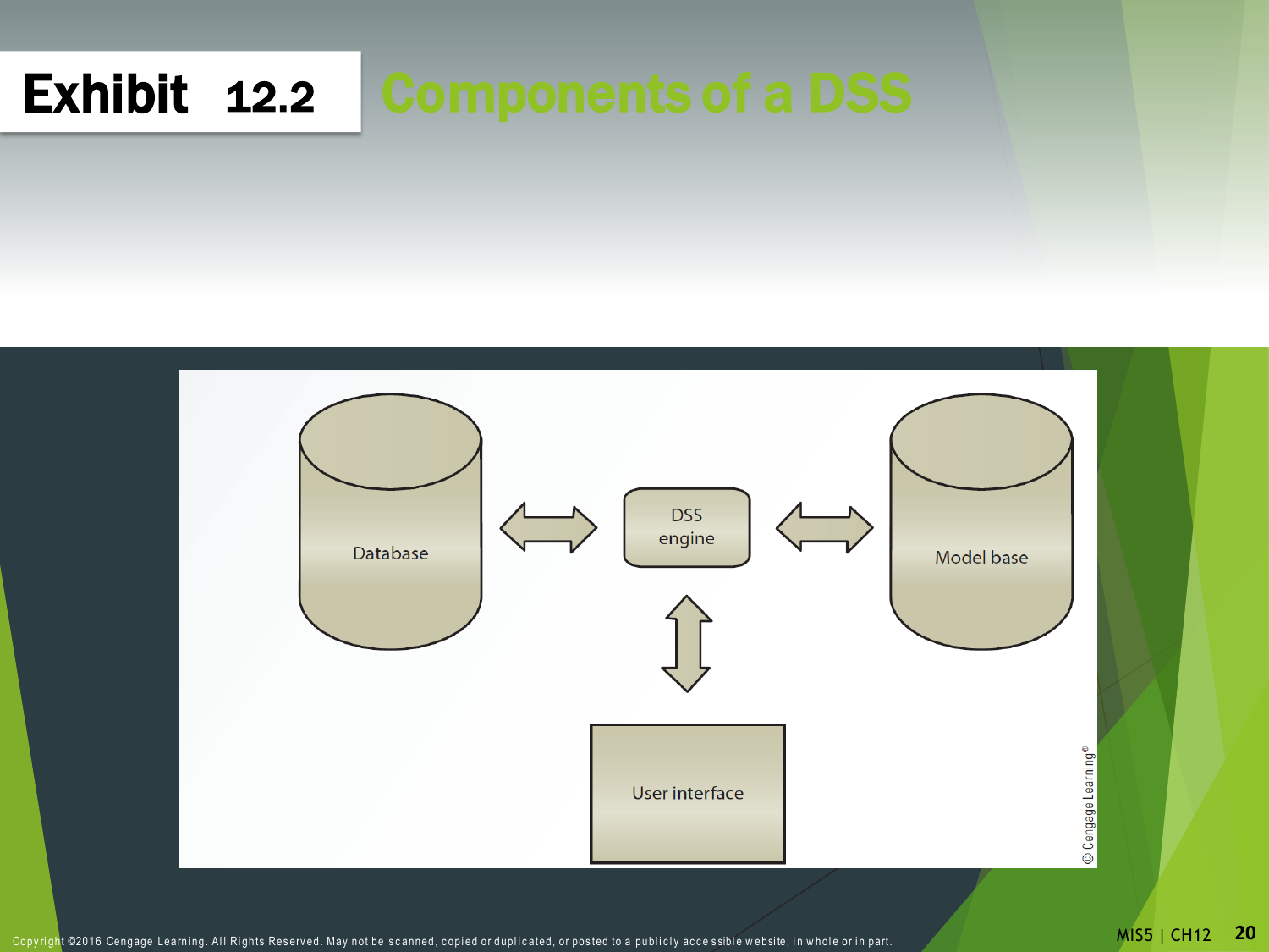# Exhibit 12.2 Components of a DSS

Database

DSS engine

Model base

User interface

© Cengage Learning®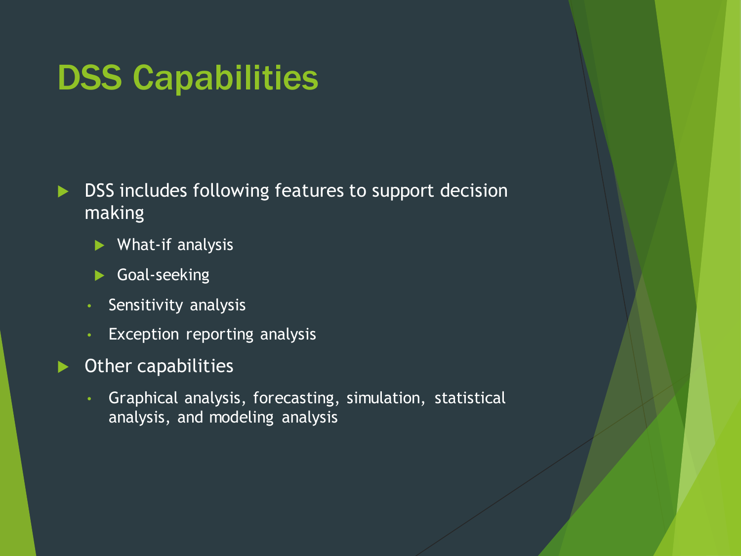# DSS Capabilities

- DSS includes following features to support decision making
  - What-if analysis
  - Goal-seeking
  - Sensitivity analysis
  - Exception reporting analysis
- Other capabilities
  - Graphical analysis, forecasting, simulation, statistical analysis, and modeling analysis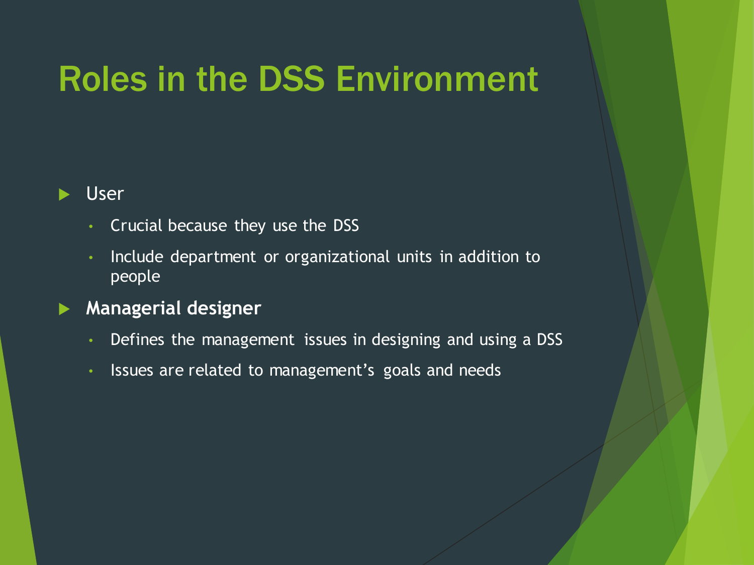# Roles in the DSS Environment

- User
  - Crucial because they use the DSS
  - Include department or organizational units in addition to people
- **Managerial designer**
  - Defines the management issues in designing and using a DSS
  - Issues are related to management's goals and needs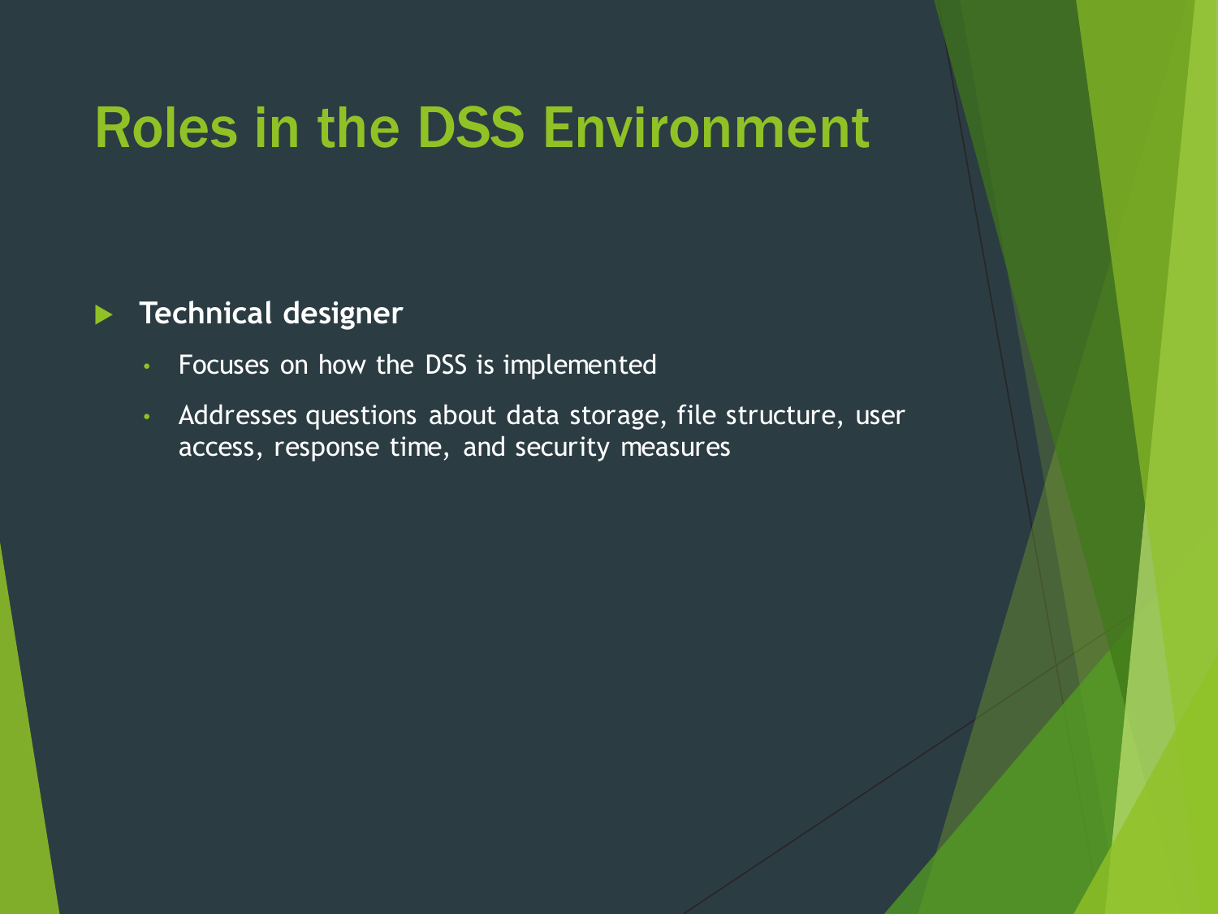# Roles in the DSS Environment

- **Technical designer**
  - Focuses on how the DSS is implemented
  - Addresses questions about data storage, file structure, user access, response time, and security measures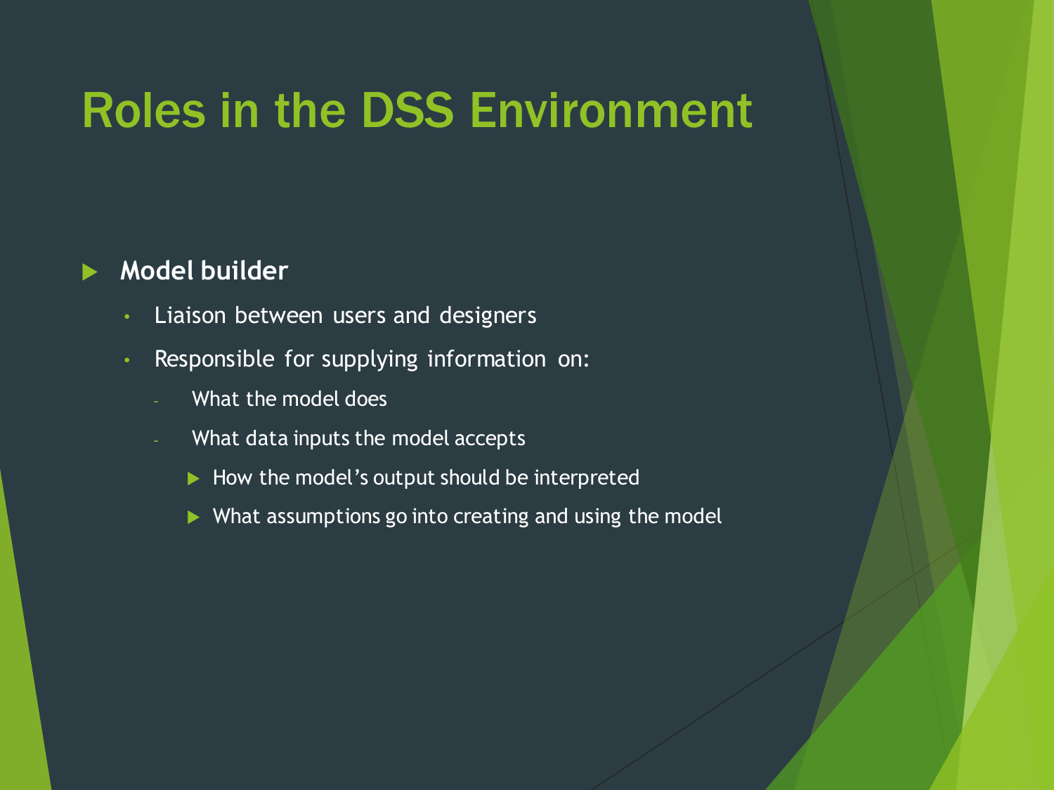# Roles in the DSS Environment

- **Model builder**
  - Liaison between users and designers
  - Responsible for supplying information on:
    - What the model does
    - What data inputs the model accepts
      - How the model's output should be interpreted
      - What assumptions go into creating and using the model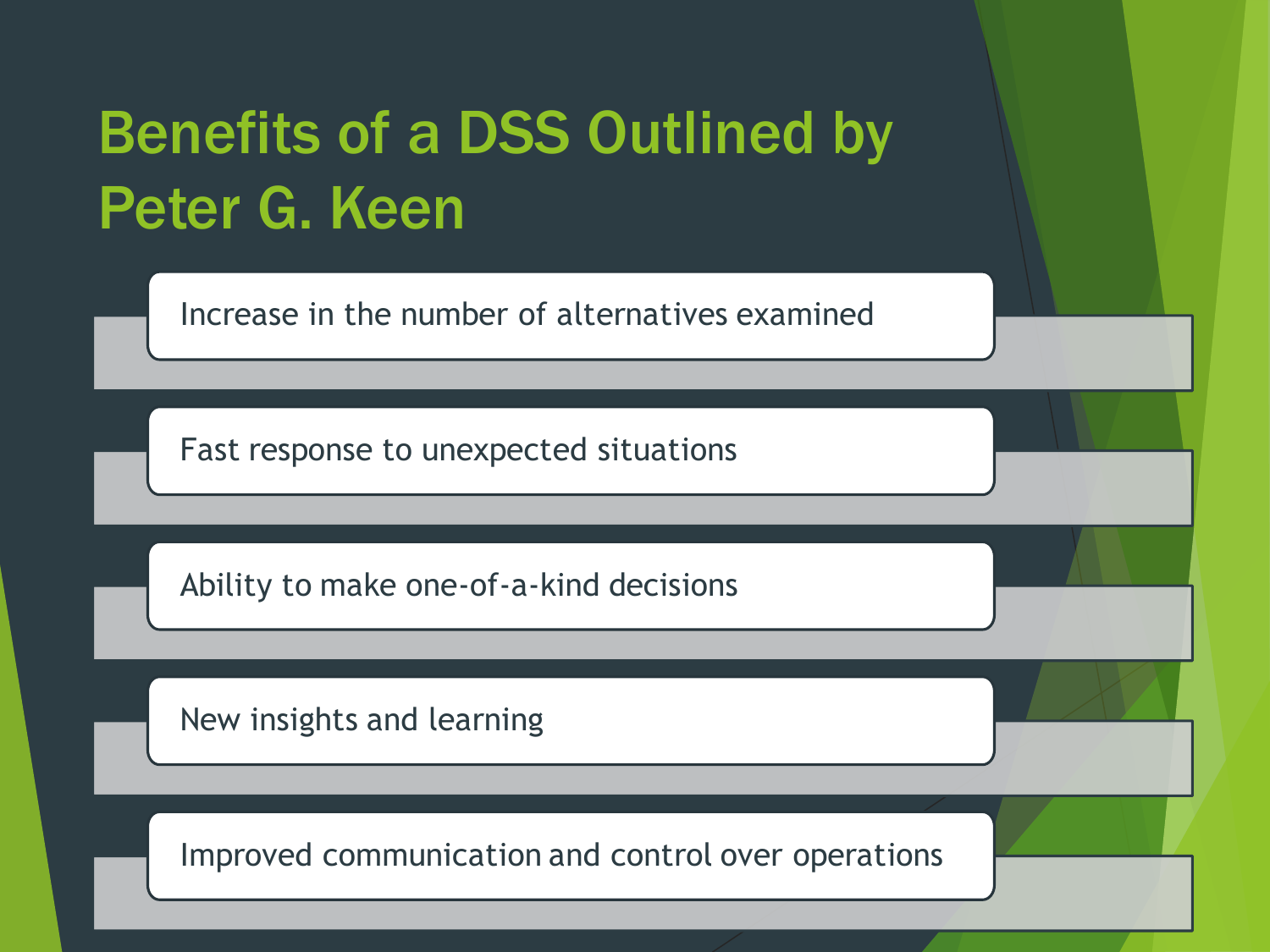# Benefits of a DSS Outlined by Peter G. Keen

- Increase in the number of alternatives examined
- Fast response to unexpected situations
- Ability to make one-of-a-kind decisions
- New insights and learning
- Improved communication and control over operations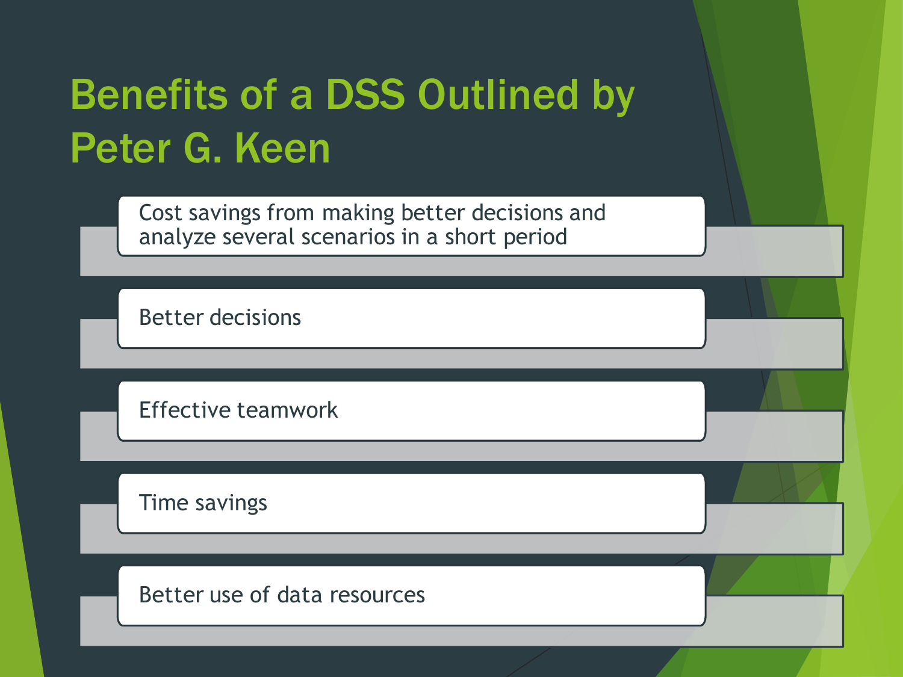# Benefits of a DSS Outlined by Peter G. Keen

- Cost savings from making better decisions and analyze several scenarios in a short period
- Better decisions
- Effective teamwork
- Time savings
- Better use of data resources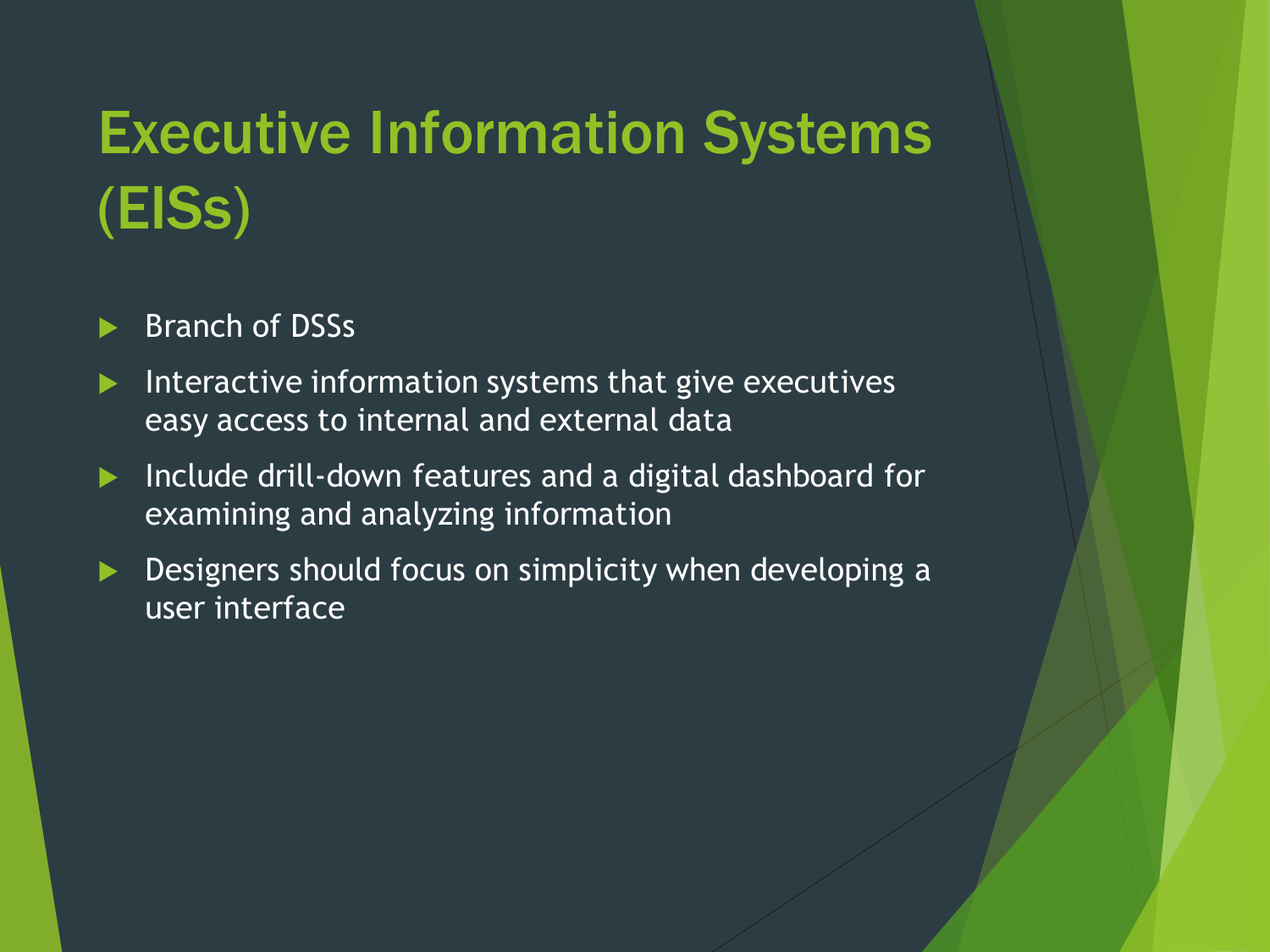# Executive Information Systems (EISs)

- Branch of DSSs
- Interactive information systems that give executives easy access to internal and external data
- Include drill-down features and a digital dashboard for examining and analyzing information
- Designers should focus on simplicity when developing a user interface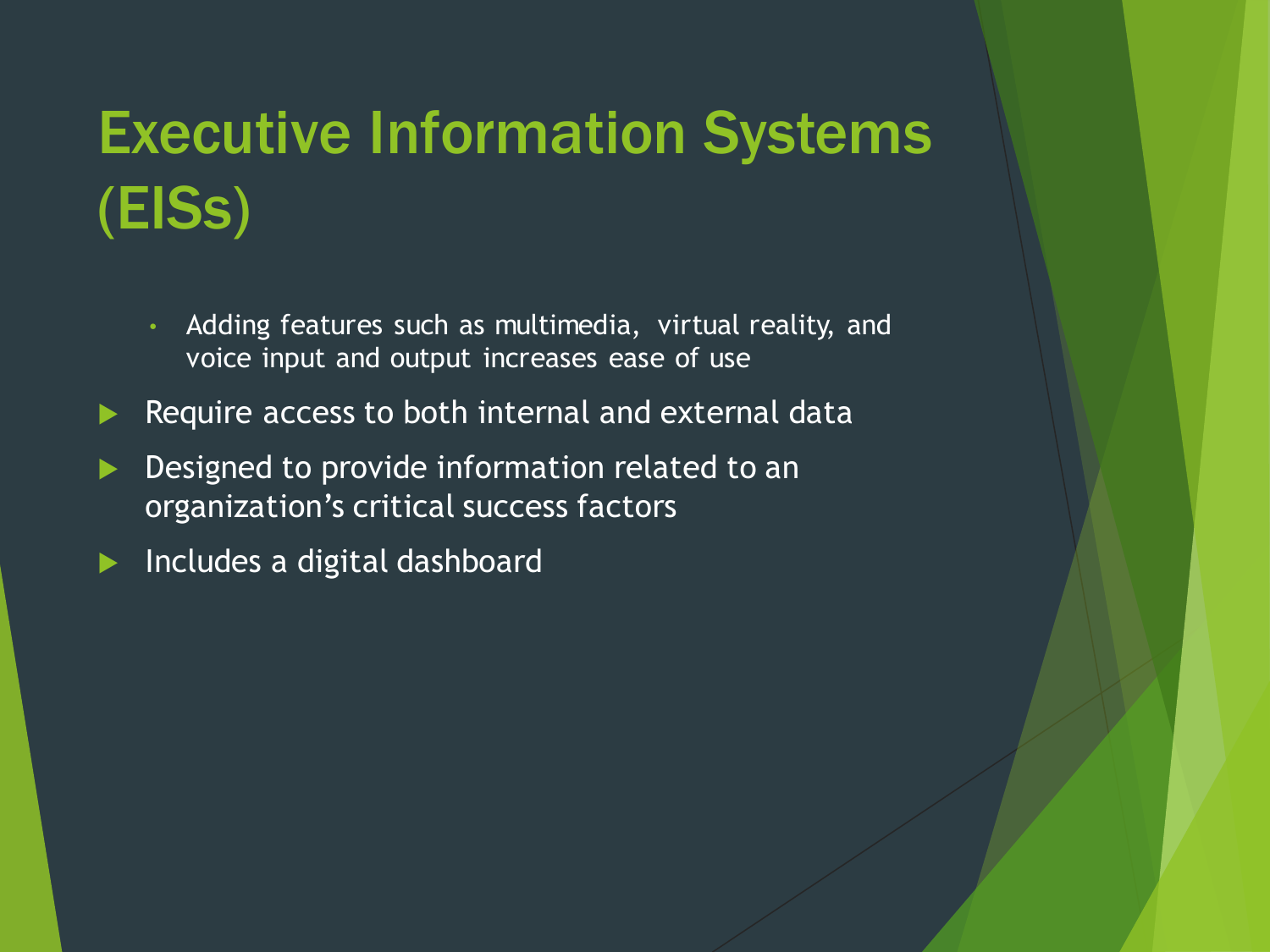# Executive Information Systems (EISs)

- Adding features such as multimedia, virtual reality, and voice input and output increases ease of use

- Require access to both internal and external data
- Designed to provide information related to an organization's critical success factors
- Includes a digital dashboard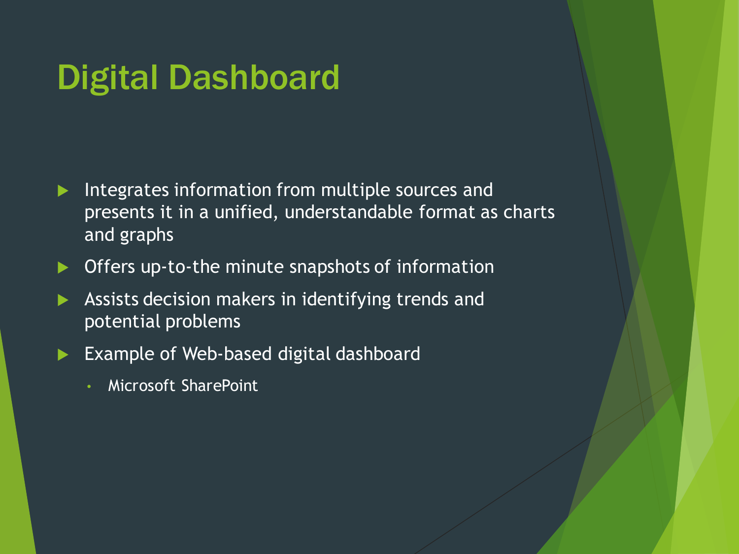# Digital Dashboard

- Integrates information from multiple sources and presents it in a unified, understandable format as charts and graphs
- Offers up-to-the minute snapshots of information
- Assists decision makers in identifying trends and potential problems
- Example of Web-based digital dashboard
  - Microsoft SharePoint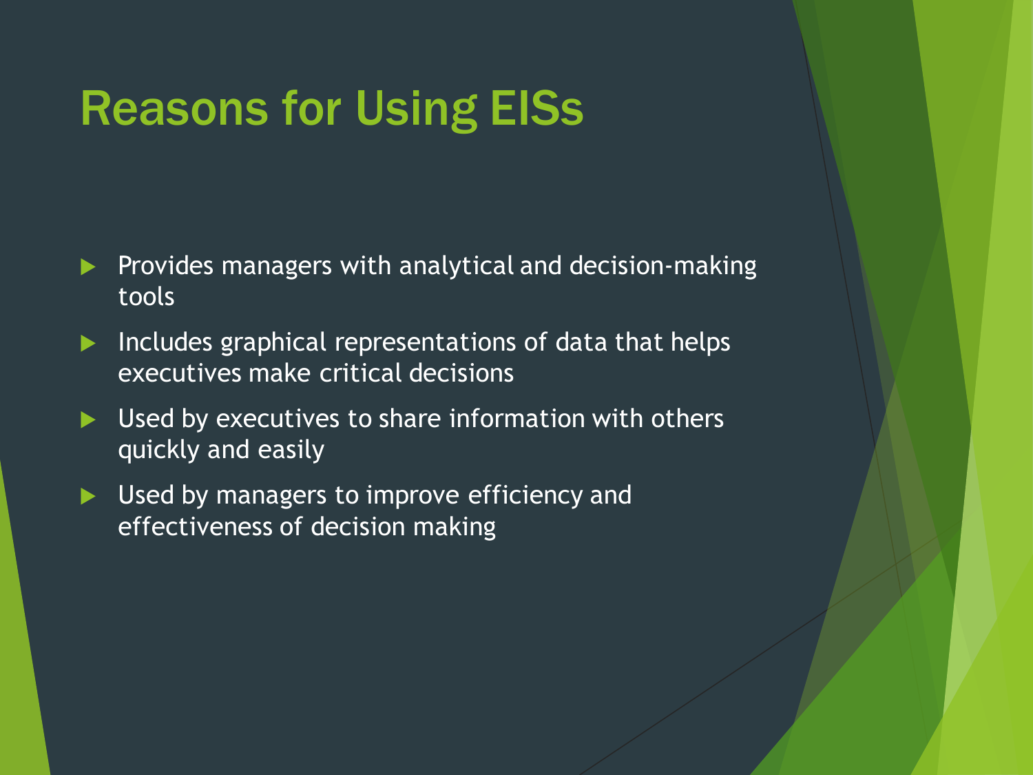# Reasons for Using EISs

- Provides managers with analytical and decision-making tools
- Includes graphical representations of data that helps executives make critical decisions
- Used by executives to share information with others quickly and easily
- Used by managers to improve efficiency and effectiveness of decision making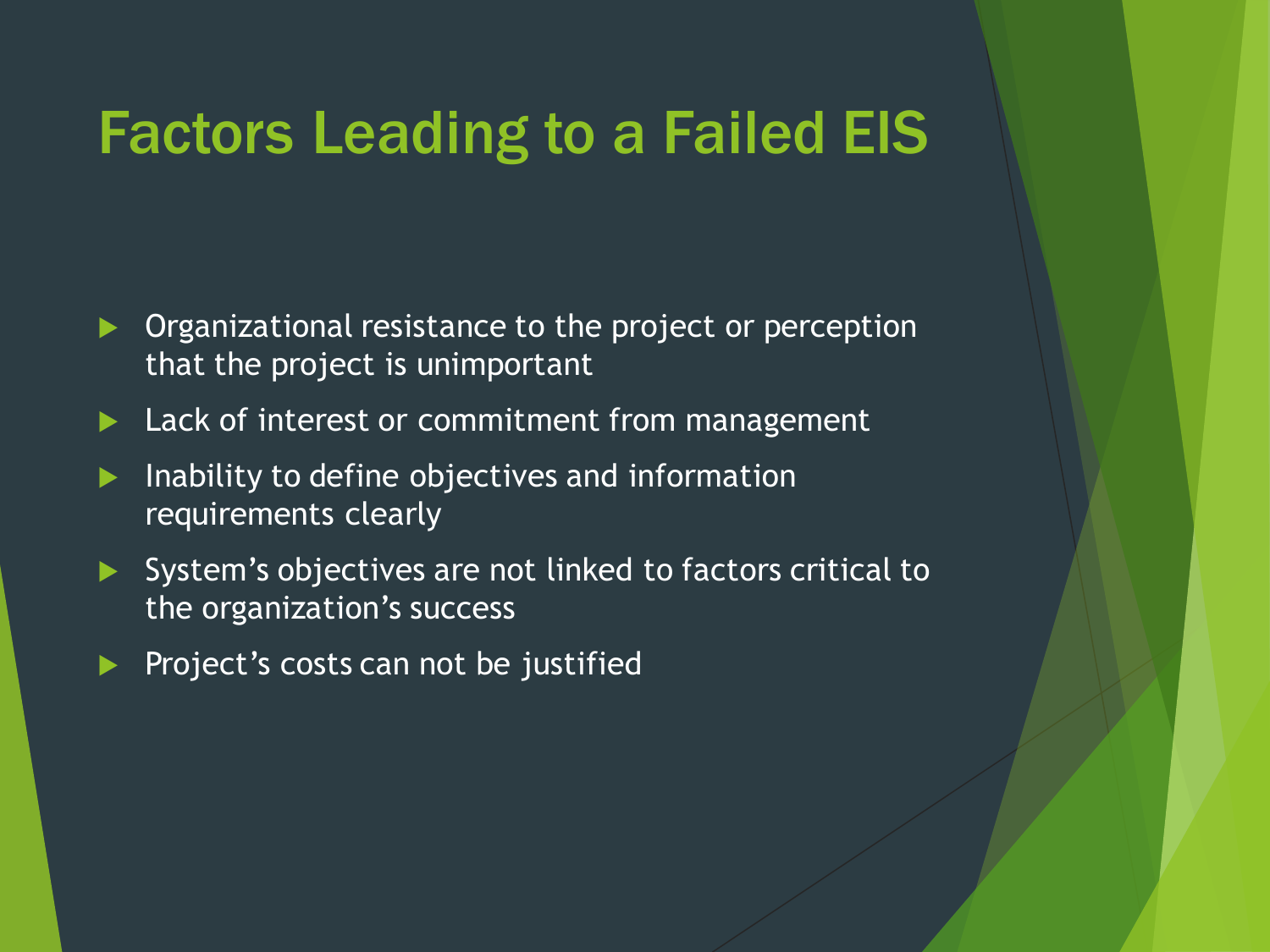# Factors Leading to a Failed EIS

- Organizational resistance to the project or perception that the project is unimportant
- Lack of interest or commitment from management
- Inability to define objectives and information requirements clearly
- System's objectives are not linked to factors critical to the organization's success
- Project's costs can not be justified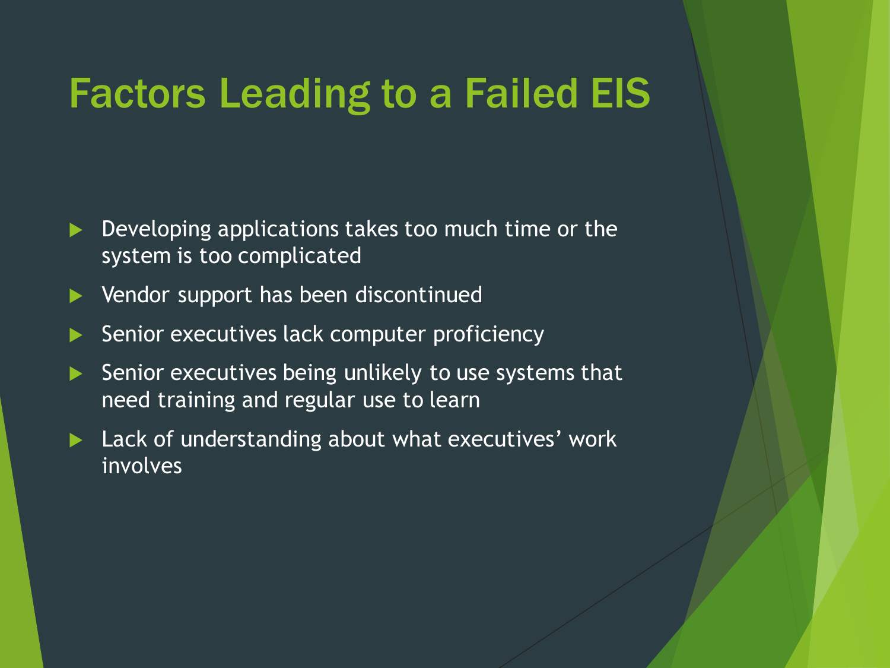# Factors Leading to a Failed EIS

- Developing applications takes too much time or the system is too complicated
- Vendor support has been discontinued
- Senior executives lack computer proficiency
- Senior executives being unlikely to use systems that need training and regular use to learn
- Lack of understanding about what executives' work involves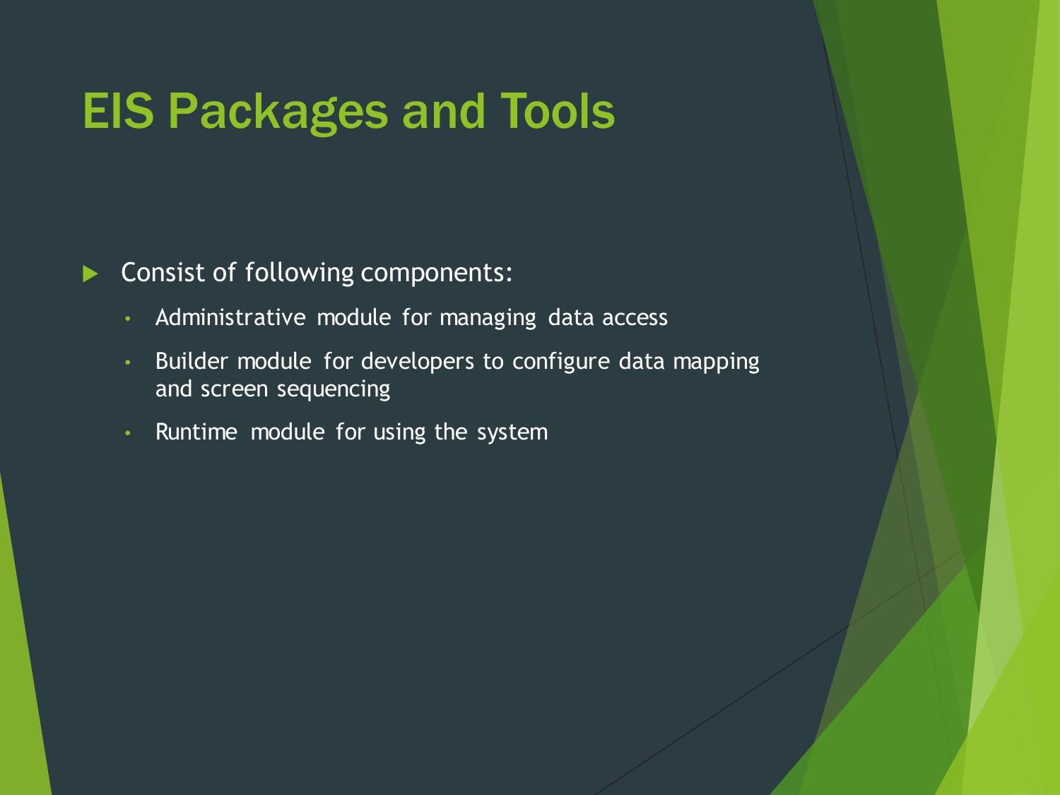# EIS Packages and Tools

- Consist of following components:
  - Administrative module for managing data access
  - Builder module for developers to configure data mapping and screen sequencing
  - Runtime module for using the system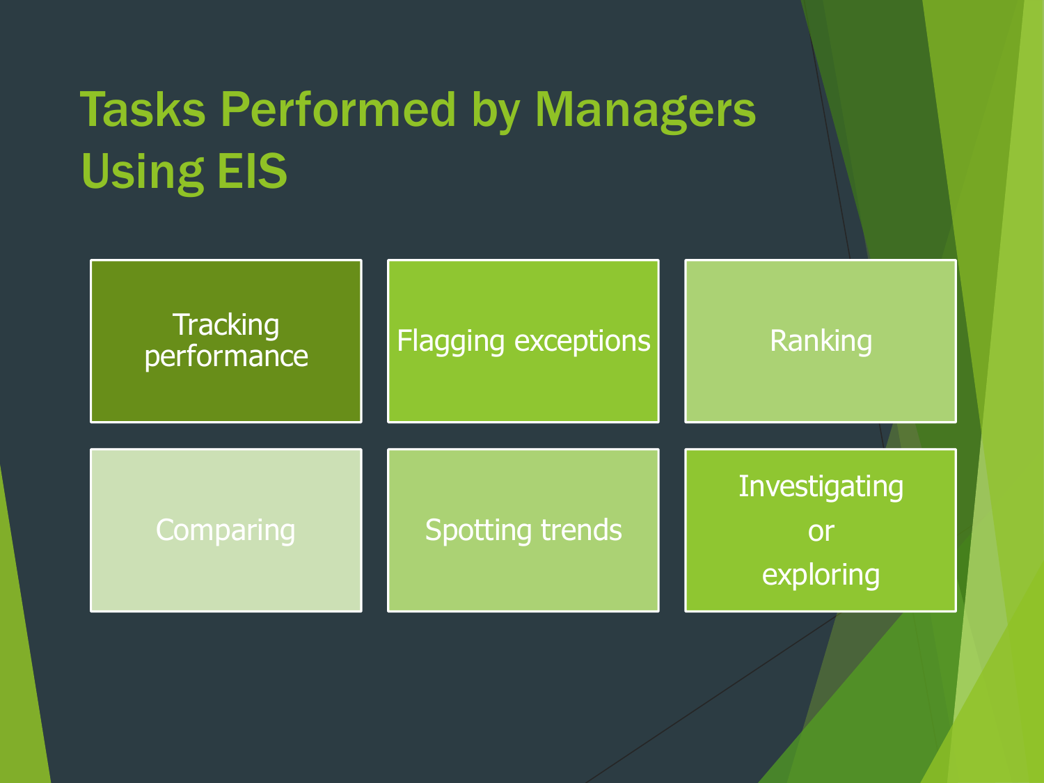# Tasks Performed by Managers Using EIS

- Tracking performance
- Flagging exceptions
- Ranking
- Comparing
- Spotting trends
- Investigating or exploring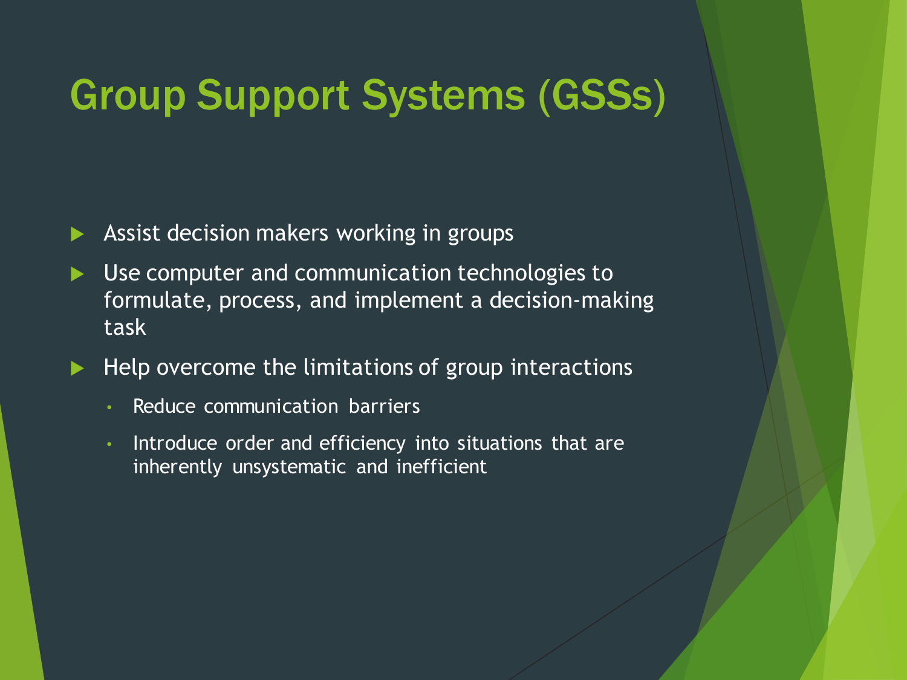# Group Support Systems (GSSs)

- Assist decision makers working in groups
- Use computer and communication technologies to formulate, process, and implement a decision-making task
- Help overcome the limitations of group interactions
  - Reduce communication barriers
  - Introduce order and efficiency into situations that are inherently unsystematic and inefficient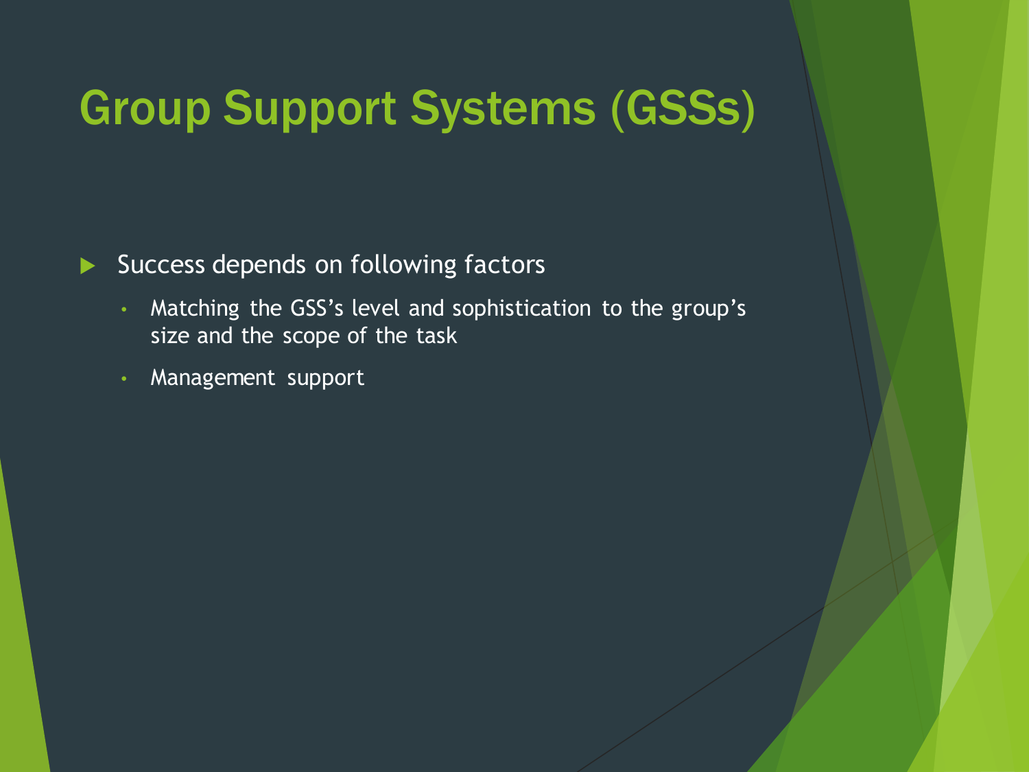# Group Support Systems (GSSs)

- Success depends on following factors
  - Matching the GSS's level and sophistication to the group's size and the scope of the task
  - Management support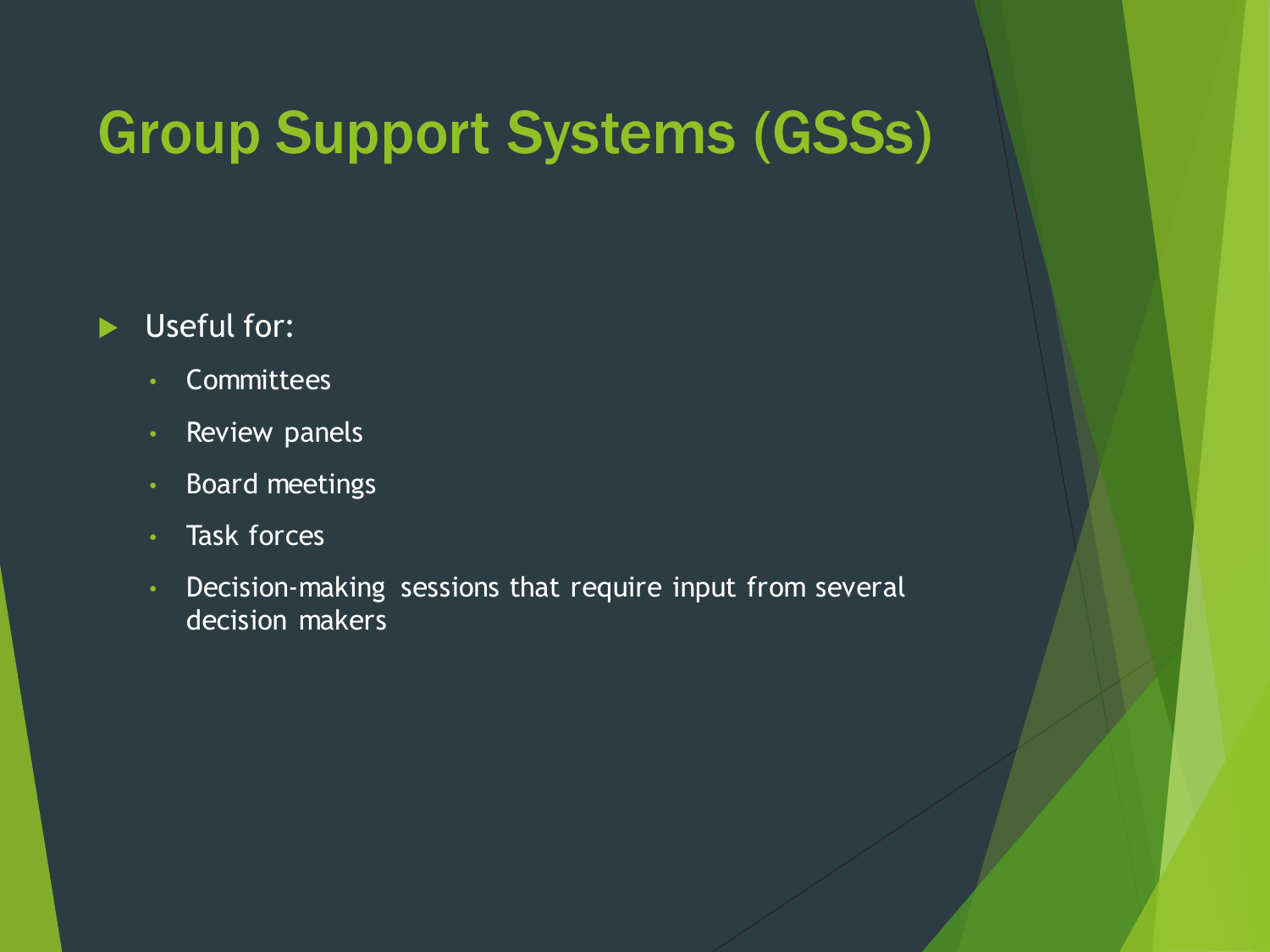# Group Support Systems (GSSs)

- Useful for:
  - Committees
  - Review panels
  - Board meetings
  - Task forces
  - Decision-making sessions that require input from several decision makers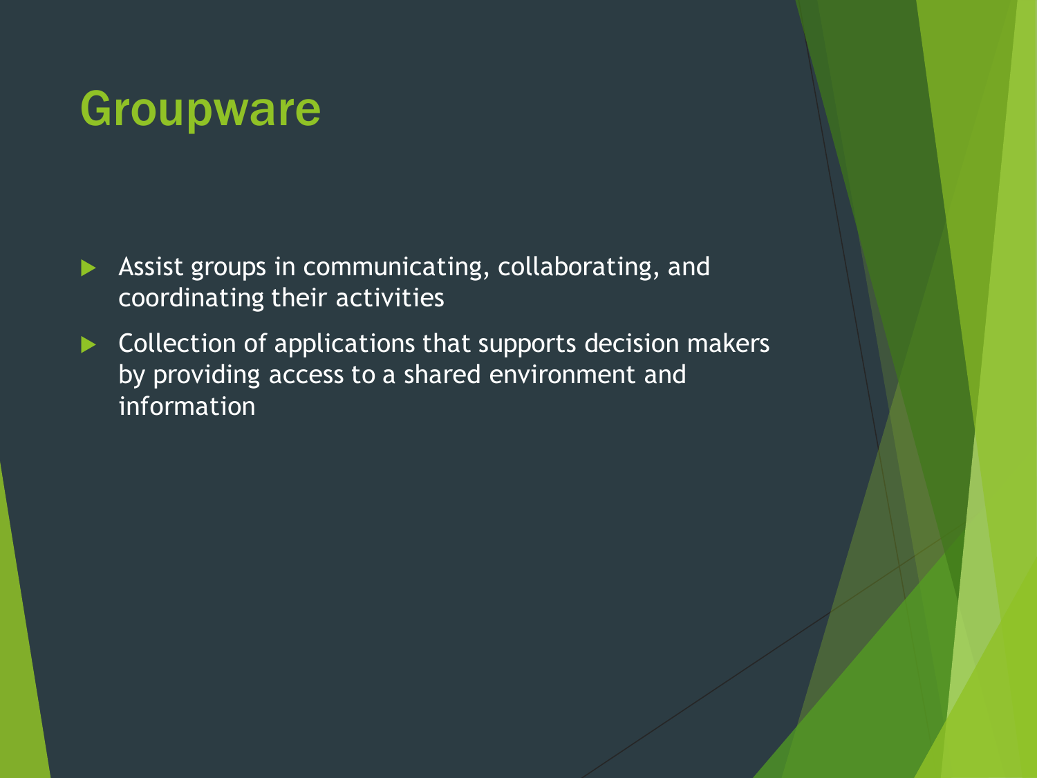# Groupware

- Assist groups in communicating, collaborating, and coordinating their activities
- Collection of applications that supports decision makers by providing access to a shared environment and information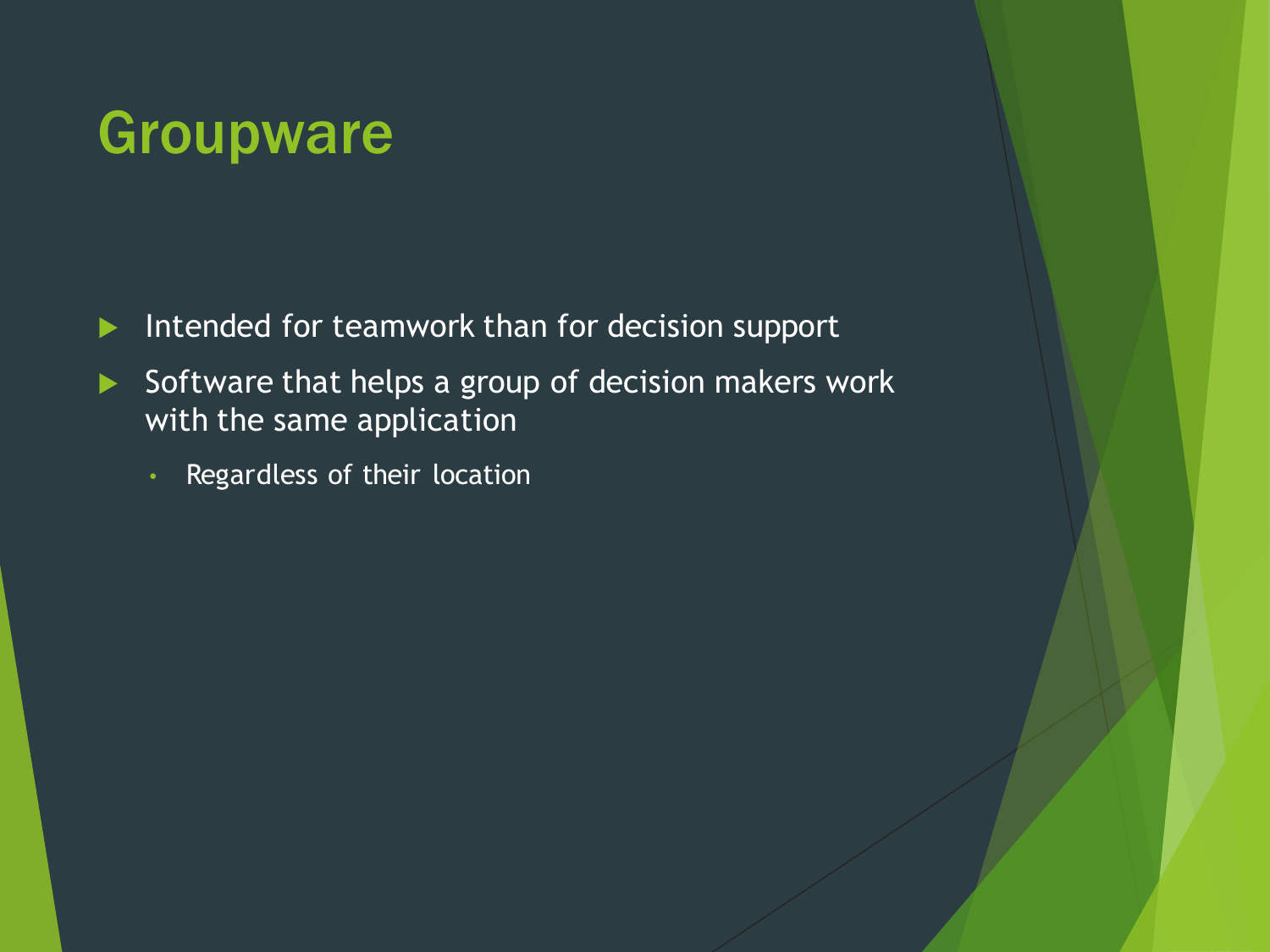# Groupware

- Intended for teamwork than for decision support
- Software that helps a group of decision makers work with the same application
  - Regardless of their location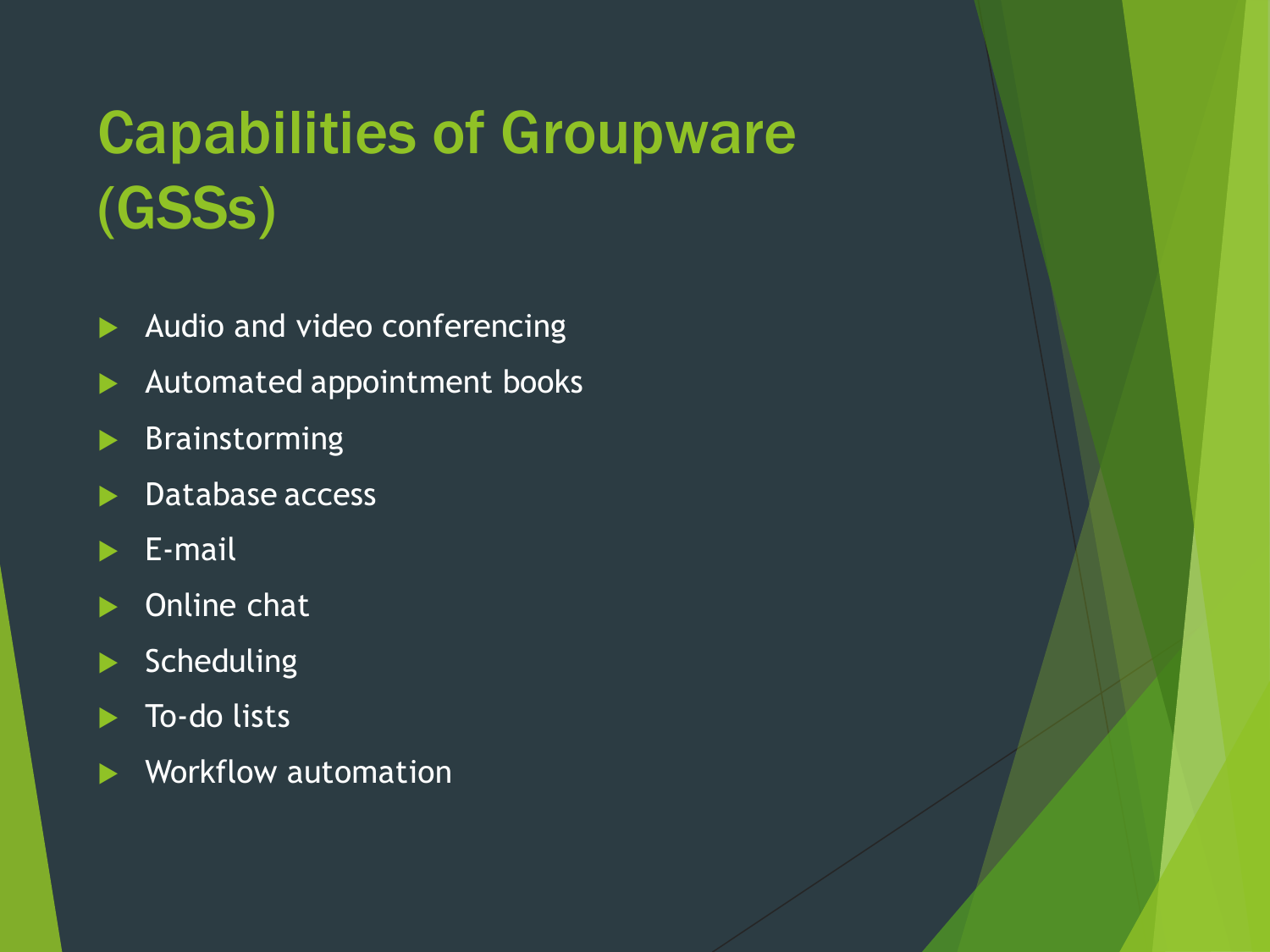# Capabilities of Groupware (GSSs)

- Audio and video conferencing
- Automated appointment books
- Brainstorming
- Database access
- E-mail
- Online chat
- Scheduling
- To-do lists
- Workflow automation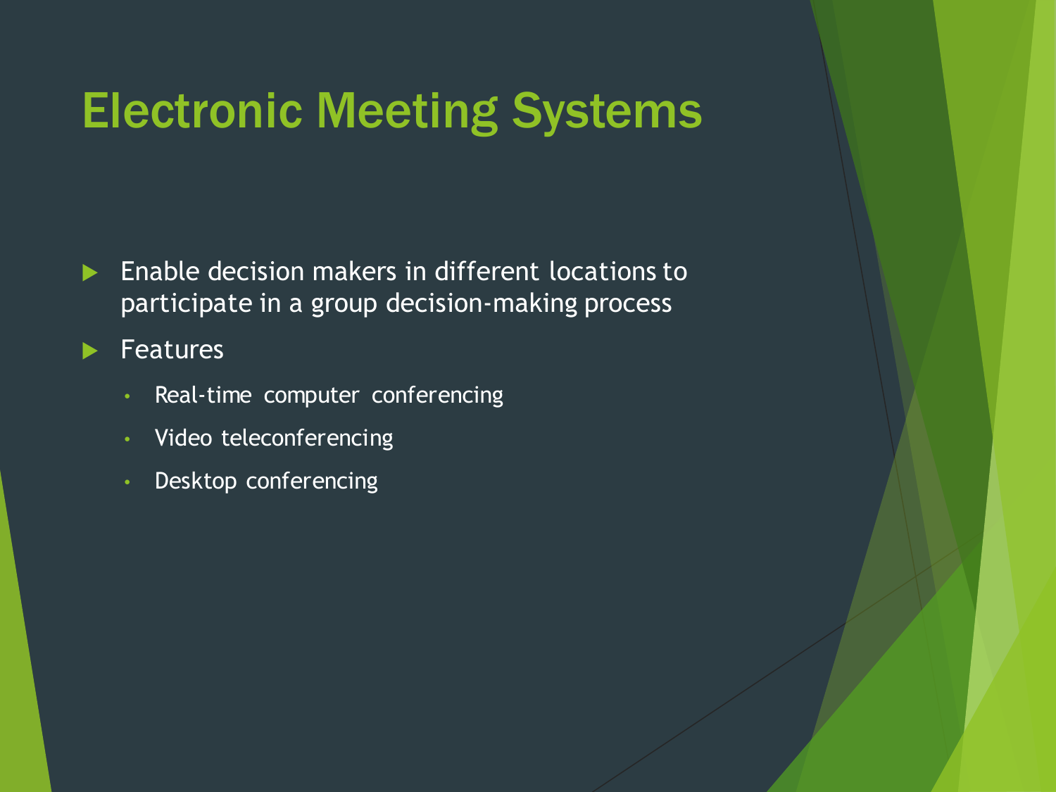# Electronic Meeting Systems

- Enable decision makers in different locations to participate in a group decision-making process
- Features
  - Real-time computer conferencing
  - Video teleconferencing
  - Desktop conferencing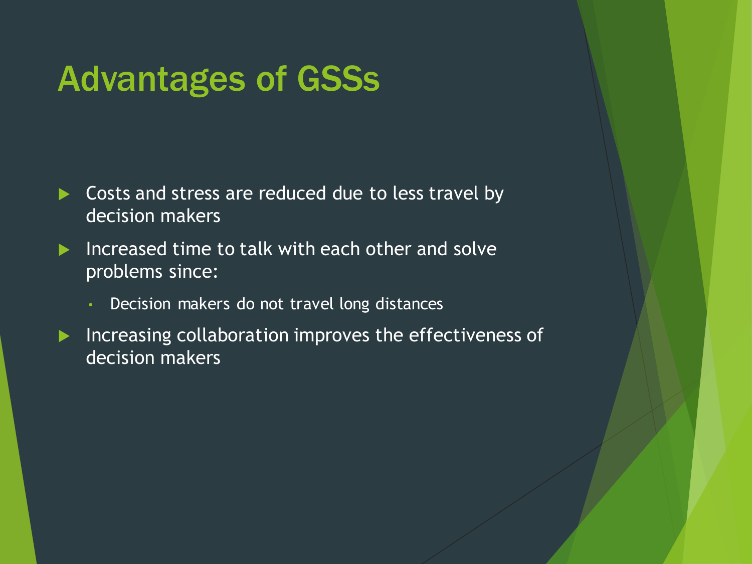# Advantages of GSSs

- Costs and stress are reduced due to less travel by decision makers
- Increased time to talk with each other and solve problems since:
  - Decision makers do not travel long distances
- Increasing collaboration improves the effectiveness of decision makers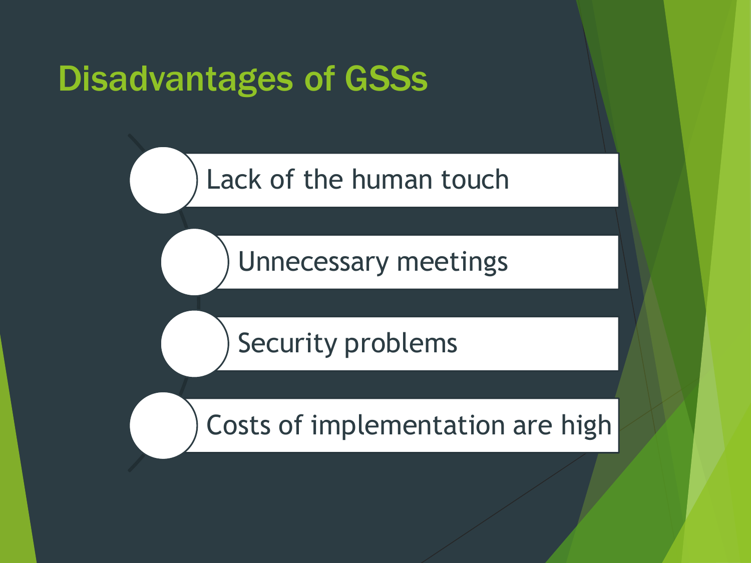# Disadvantages of GSSs

- Lack of the human touch
- Unnecessary meetings
- Security problems
- Costs of implementation are high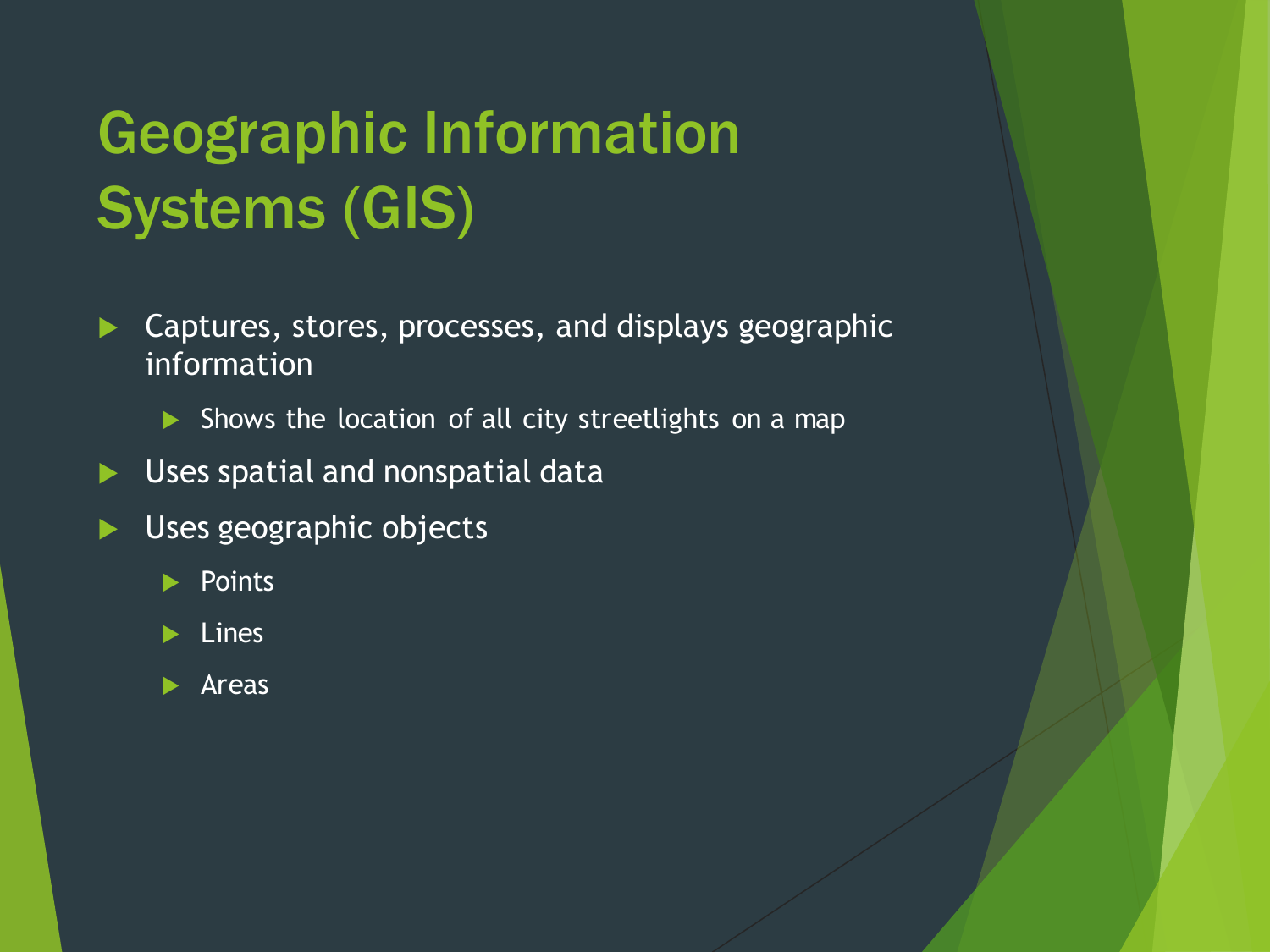# Geographic Information Systems (GIS)

- Captures, stores, processes, and displays geographic information
  - Shows the location of all city streetlights on a map
- Uses spatial and nonspatial data
- Uses geographic objects
  - Points
  - Lines
  - Areas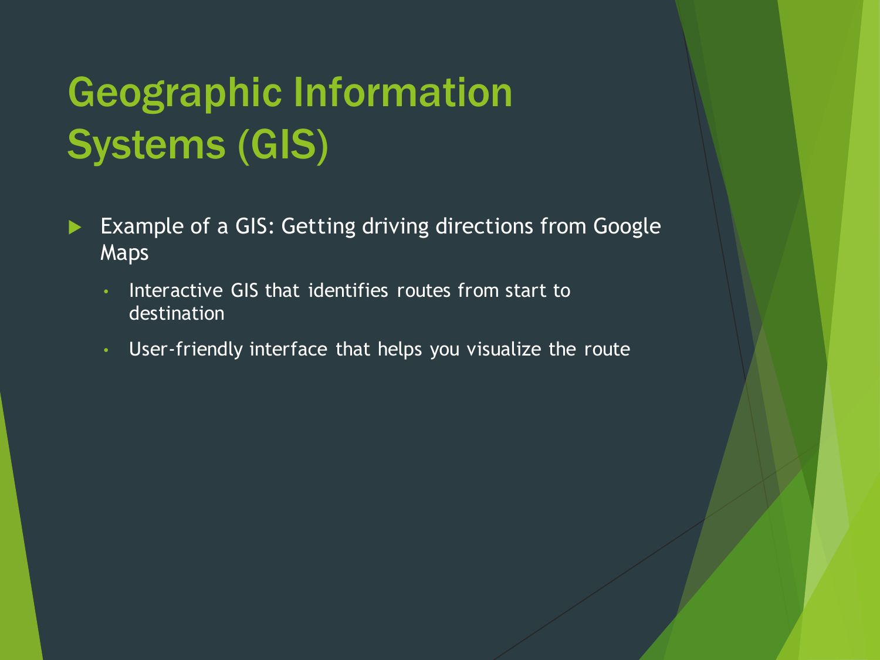# Geographic Information Systems (GIS)

- Example of a GIS: Getting driving directions from Google Maps
  - Interactive GIS that identifies routes from start to destination
  - User-friendly interface that helps you visualize the route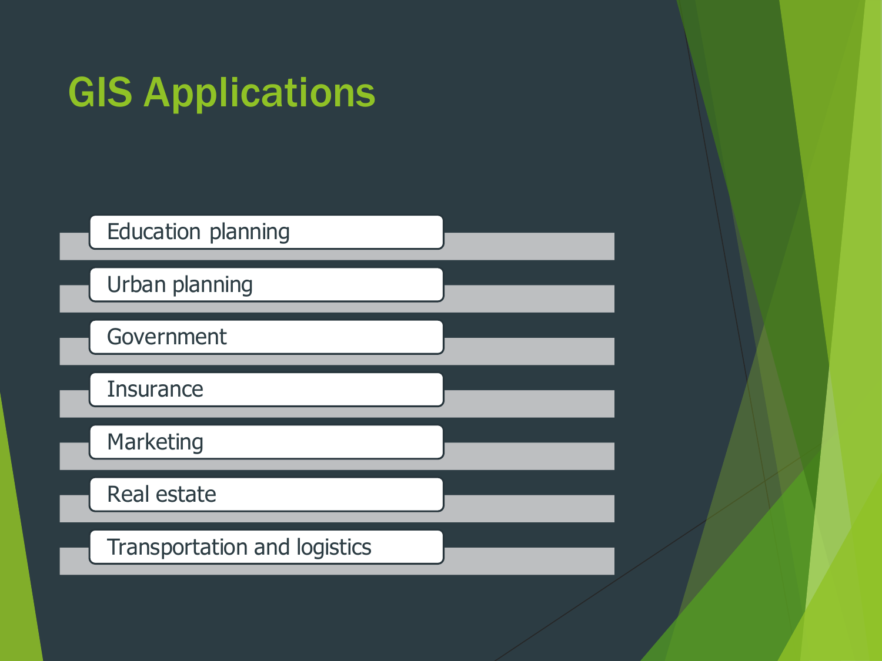# GIS Applications

- Education planning
- Urban planning
- Government
- Insurance
- Marketing
- Real estate
- Transportation and logistics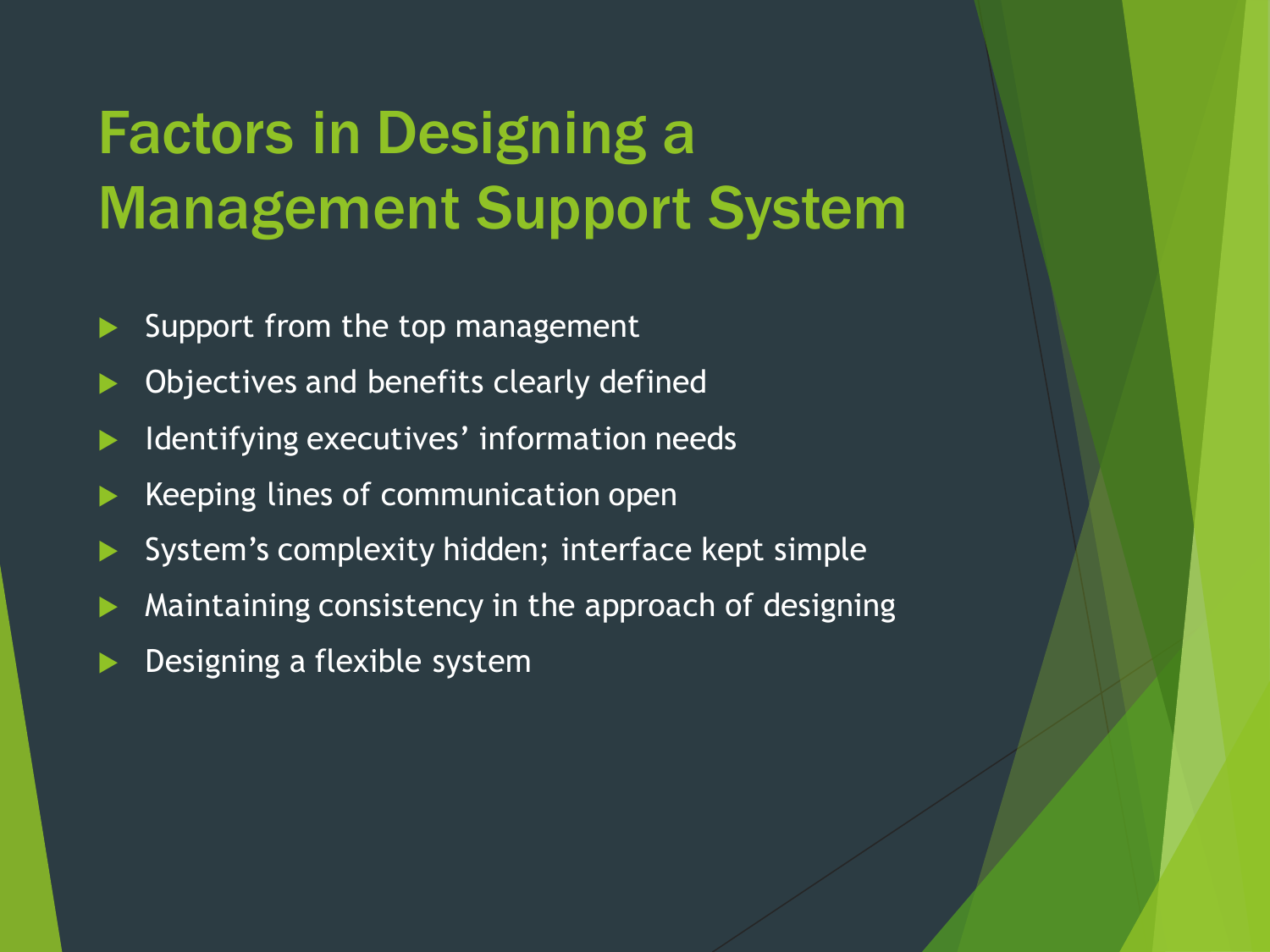# Factors in Designing a Management Support System

- Support from the top management
- Objectives and benefits clearly defined
- Identifying executives' information needs
- Keeping lines of communication open
- System's complexity hidden; interface kept simple
- Maintaining consistency in the approach of designing
- Designing a flexible system